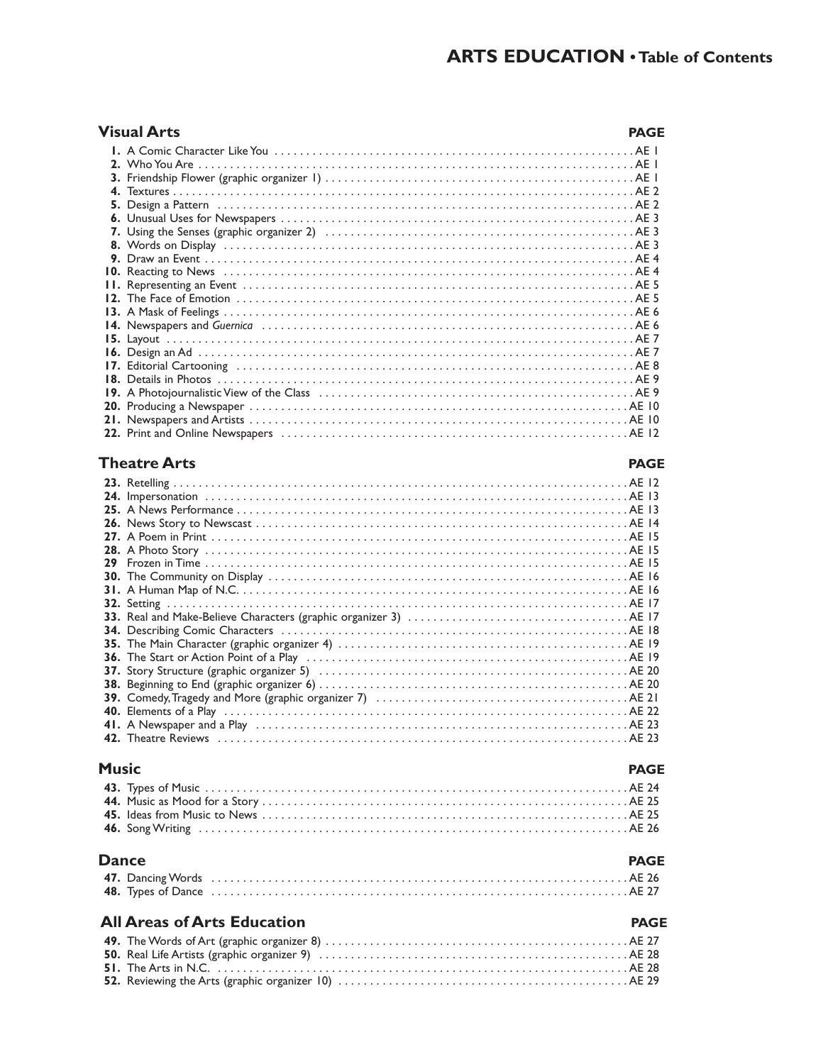# ARTS EDUCATION • Table of Contents

## Visual Arts

| | | PAGE |
|---|---|---|
| **1.** | A Comic Character Like You | AE 1 |
| **2.** | Who You Are | AE 1 |
| **3.** | Friendship Flower (graphic organizer 1) | AE 1 |
| **4.** | Textures | AE 2 |
| **5.** | Design a Pattern | AE 2 |
| **6.** | Unusual Uses for Newspapers | AE 3 |
| **7.** | Using the Senses (graphic organizer 2) | AE 3 |
| **8.** | Words on Display | AE 3 |
| **9.** | Draw an Event | AE 4 |
| **10.** | Reacting to News | AE 4 |
| **11.** | Representing an Event | AE 5 |
| **12.** | The Face of Emotion | AE 5 |
| **13.** | A Mask of Feelings | AE 6 |
| **14.** | Newspapers and *Guernica* | AE 6 |
| **15.** | Layout | AE 7 |
| **16.** | Design an Ad | AE 7 |
| **17.** | Editorial Cartooning | AE 8 |
| **18.** | Details in Photos | AE 9 |
| **19.** | A Photojournalistic View of the Class | AE 9 |
| **20.** | Producing a Newspaper | AE 10 |
| **21.** | Newspapers and Artists | AE 10 |
| **22.** | Print and Online Newspapers | AE 12 |

## Theatre Arts

| | | PAGE |
|---|---|---|
| **23.** | Retelling | AE 12 |
| **24.** | Impersonation | AE 13 |
| **25.** | A News Performance | AE 13 |
| **26.** | News Story to Newscast | AE 14 |
| **27.** | A Poem in Print | AE 15 |
| **28.** | A Photo Story | AE 15 |
| **29** | Frozen in Time | AE 15 |
| **30.** | The Community on Display | AE 16 |
| **31.** | A Human Map of N.C. | AE 16 |
| **32.** | Setting | AE 17 |
| **33.** | Real and Make-Believe Characters (graphic organizer 3) | AE 17 |
| **34.** | Describing Comic Characters | AE 18 |
| **35.** | The Main Character (graphic organizer 4) | AE 19 |
| **36.** | The Start or Action Point of a Play | AE 19 |
| **37.** | Story Structure (graphic organizer 5) | AE 20 |
| **38.** | Beginning to End (graphic organizer 6) | AE 20 |
| **39.** | Comedy, Tragedy and More (graphic organizer 7) | AE 21 |
| **40.** | Elements of a Play | AE 22 |
| **41.** | A Newspaper and a Play | AE 23 |
| **42.** | Theatre Reviews | AE 23 |

## Music

| | | PAGE |
|---|---|---|
| **43.** | Types of Music | AE 24 |
| **44.** | Music as Mood for a Story | AE 25 |
| **45.** | Ideas from Music to News | AE 25 |
| **46.** | Song Writing | AE 26 |

## Dance

| | | PAGE |
|---|---|---|
| **47.** | Dancing Words | AE 26 |
| **48.** | Types of Dance | AE 27 |

## All Areas of Arts Education

| | | PAGE |
|---|---|---|
| **49.** | The Words of Art (graphic organizer 8) | AE 27 |
| **50.** | Real Life Artists (graphic organizer 9) | AE 28 |
| **51.** | The Arts in N.C. | AE 28 |
| **52.** | Reviewing the Arts (graphic organizer 10) | AE 29 |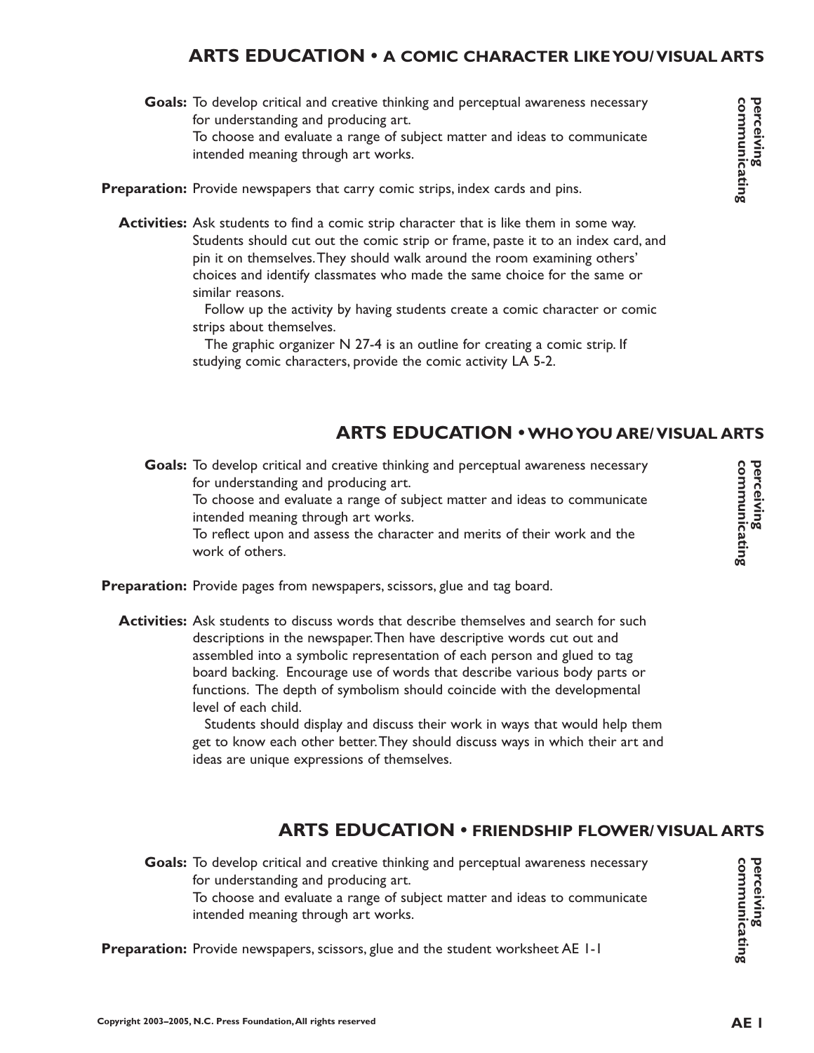## ARTS EDUCATION • A COMIC CHARACTER LIKE YOU/ VISUAL ARTS

**perceiving communicating**

**Goals:** To develop critical and creative thinking and perceptual awareness necessary for understanding and producing art.
To choose and evaluate a range of subject matter and ideas to communicate intended meaning through art works.

**Preparation:** Provide newspapers that carry comic strips, index cards and pins.

**Activities:** Ask students to find a comic strip character that is like them in some way. Students should cut out the comic strip or frame, paste it to an index card, and pin it on themselves. They should walk around the room examining others' choices and identify classmates who made the same choice for the same or similar reasons.

Follow up the activity by having students create a comic character or comic strips about themselves.

The graphic organizer N 27-4 is an outline for creating a comic strip. If studying comic characters, provide the comic activity LA 5-2.

## ARTS EDUCATION • WHO YOU ARE/ VISUAL ARTS

**perceiving communicating**

**Goals:** To develop critical and creative thinking and perceptual awareness necessary for understanding and producing art.
To choose and evaluate a range of subject matter and ideas to communicate intended meaning through art works.
To reflect upon and assess the character and merits of their work and the work of others.

**Preparation:** Provide pages from newspapers, scissors, glue and tag board.

**Activities:** Ask students to discuss words that describe themselves and search for such descriptions in the newspaper. Then have descriptive words cut out and assembled into a symbolic representation of each person and glued to tag board backing. Encourage use of words that describe various body parts or functions. The depth of symbolism should coincide with the developmental level of each child.

Students should display and discuss their work in ways that would help them get to know each other better. They should discuss ways in which their art and ideas are unique expressions of themselves.

## ARTS EDUCATION • FRIENDSHIP FLOWER/ VISUAL ARTS

**perceiving communicating**

**Goals:** To develop critical and creative thinking and perceptual awareness necessary for understanding and producing art.
To choose and evaluate a range of subject matter and ideas to communicate intended meaning through art works.

**Preparation:** Provide newspapers, scissors, glue and the student worksheet AE 1-1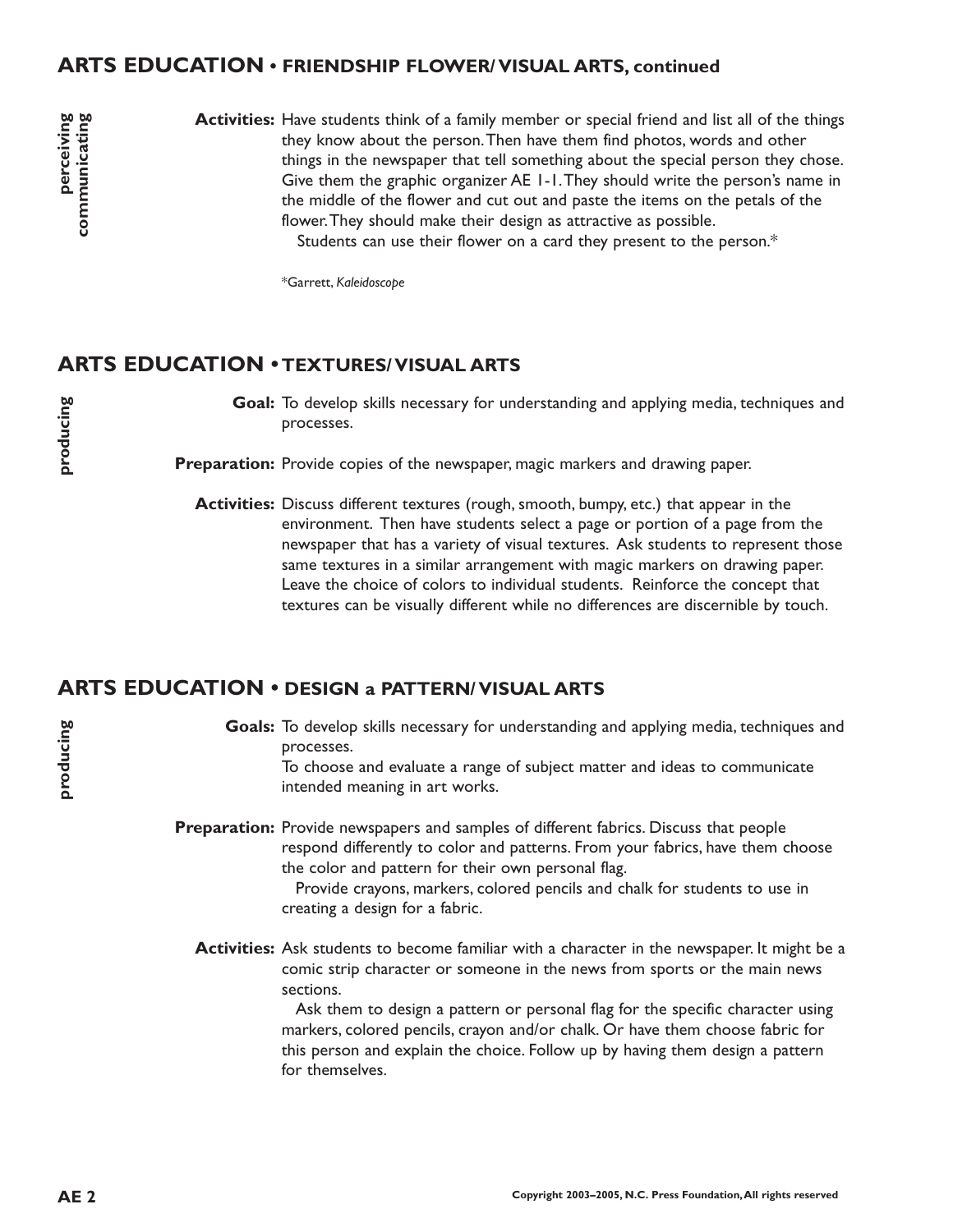## ARTS EDUCATION • FRIENDSHIP FLOWER/ VISUAL ARTS, continued

**perceiving communicating**

**Activities:** Have students think of a family member or special friend and list all of the things they know about the person. Then have them find photos, words and other things in the newspaper that tell something about the special person they chose. Give them the graphic organizer AE 1-1. They should write the person's name in the middle of the flower and cut out and paste the items on the petals of the flower. They should make their design as attractive as possible.

Students can use their flower on a card they present to the person.*

*Garrett, *Kaleidoscope*

## ARTS EDUCATION • TEXTURES/ VISUAL ARTS

**producing**

**Goal:** To develop skills necessary for understanding and applying media, techniques and processes.

**Preparation:** Provide copies of the newspaper, magic markers and drawing paper.

**Activities:** Discuss different textures (rough, smooth, bumpy, etc.) that appear in the environment. Then have students select a page or portion of a page from the newspaper that has a variety of visual textures. Ask students to represent those same textures in a similar arrangement with magic markers on drawing paper. Leave the choice of colors to individual students. Reinforce the concept that textures can be visually different while no differences are discernible by touch.

## ARTS EDUCATION • DESIGN a PATTERN/ VISUAL ARTS

**producing**

**Goals:** To develop skills necessary for understanding and applying media, techniques and processes.

To choose and evaluate a range of subject matter and ideas to communicate intended meaning in art works.

**Preparation:** Provide newspapers and samples of different fabrics. Discuss that people respond differently to color and patterns. From your fabrics, have them choose the color and pattern for their own personal flag.

Provide crayons, markers, colored pencils and chalk for students to use in creating a design for a fabric.

**Activities:** Ask students to become familiar with a character in the newspaper. It might be a comic strip character or someone in the news from sports or the main news sections.

Ask them to design a pattern or personal flag for the specific character using markers, colored pencils, crayon and/or chalk. Or have them choose fabric for this person and explain the choice. Follow up by having them design a pattern for themselves.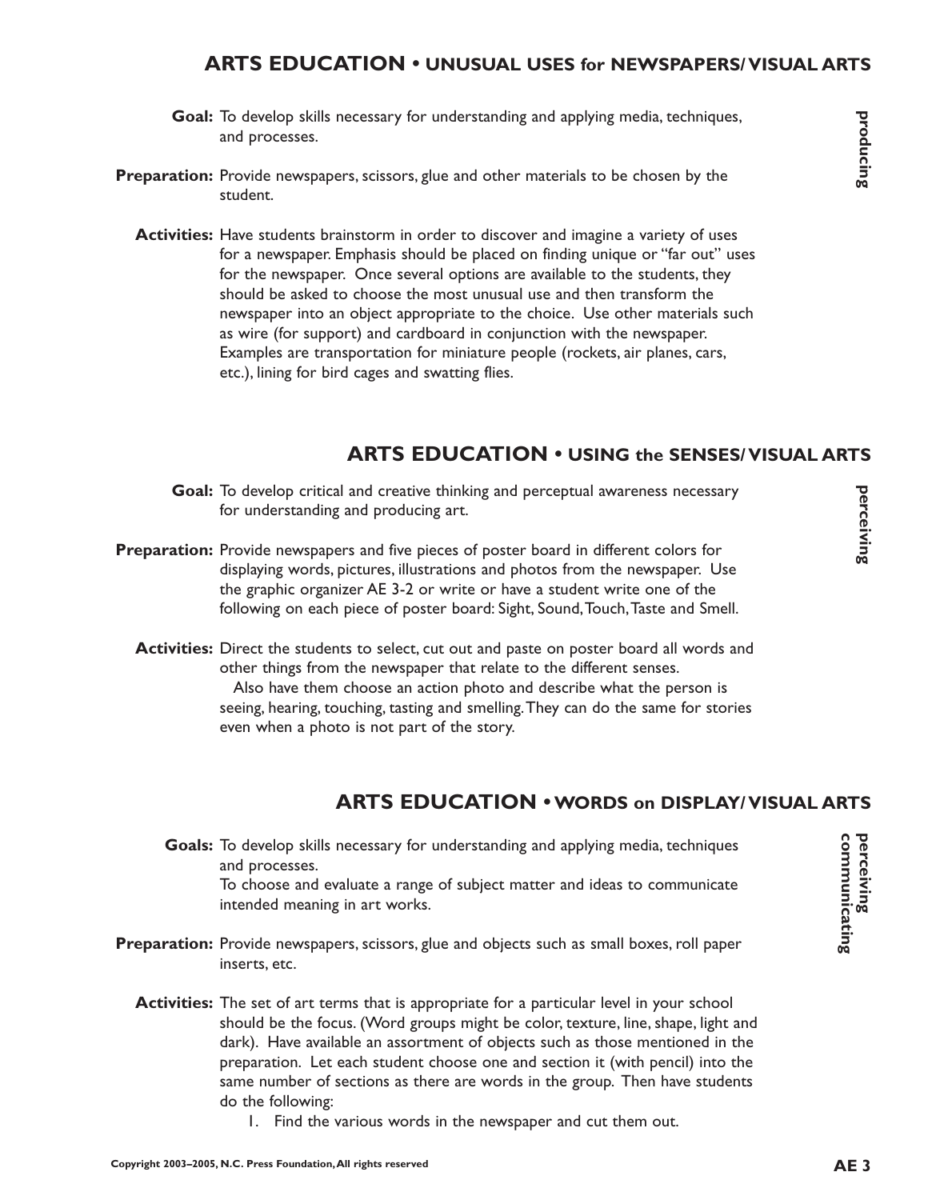## ARTS EDUCATION • UNUSUAL USES for NEWSPAPERS/ VISUAL ARTS

*producing*

**Goal:** To develop skills necessary for understanding and applying media, techniques, and processes.

**Preparation:** Provide newspapers, scissors, glue and other materials to be chosen by the student.

**Activities:** Have students brainstorm in order to discover and imagine a variety of uses for a newspaper. Emphasis should be placed on finding unique or "far out" uses for the newspaper. Once several options are available to the students, they should be asked to choose the most unusual use and then transform the newspaper into an object appropriate to the choice. Use other materials such as wire (for support) and cardboard in conjunction with the newspaper. Examples are transportation for miniature people (rockets, air planes, cars, etc.), lining for bird cages and swatting flies.

## ARTS EDUCATION • USING the SENSES/ VISUAL ARTS

*perceiving*

**Goal:** To develop critical and creative thinking and perceptual awareness necessary for understanding and producing art.

**Preparation:** Provide newspapers and five pieces of poster board in different colors for displaying words, pictures, illustrations and photos from the newspaper. Use the graphic organizer AE 3-2 or write or have a student write one of the following on each piece of poster board: Sight, Sound, Touch, Taste and Smell.

**Activities:** Direct the students to select, cut out and paste on poster board all words and other things from the newspaper that relate to the different senses.

Also have them choose an action photo and describe what the person is seeing, hearing, touching, tasting and smelling. They can do the same for stories even when a photo is not part of the story.

## ARTS EDUCATION • WORDS on DISPLAY/ VISUAL ARTS

*perceiving communicating*

**Goals:** To develop skills necessary for understanding and applying media, techniques and processes.
To choose and evaluate a range of subject matter and ideas to communicate intended meaning in art works.

**Preparation:** Provide newspapers, scissors, glue and objects such as small boxes, roll paper inserts, etc.

**Activities:** The set of art terms that is appropriate for a particular level in your school should be the focus. (Word groups might be color, texture, line, shape, light and dark). Have available an assortment of objects such as those mentioned in the preparation. Let each student choose one and section it (with pencil) into the same number of sections as there are words in the group. Then have students do the following:

1. Find the various words in the newspaper and cut them out.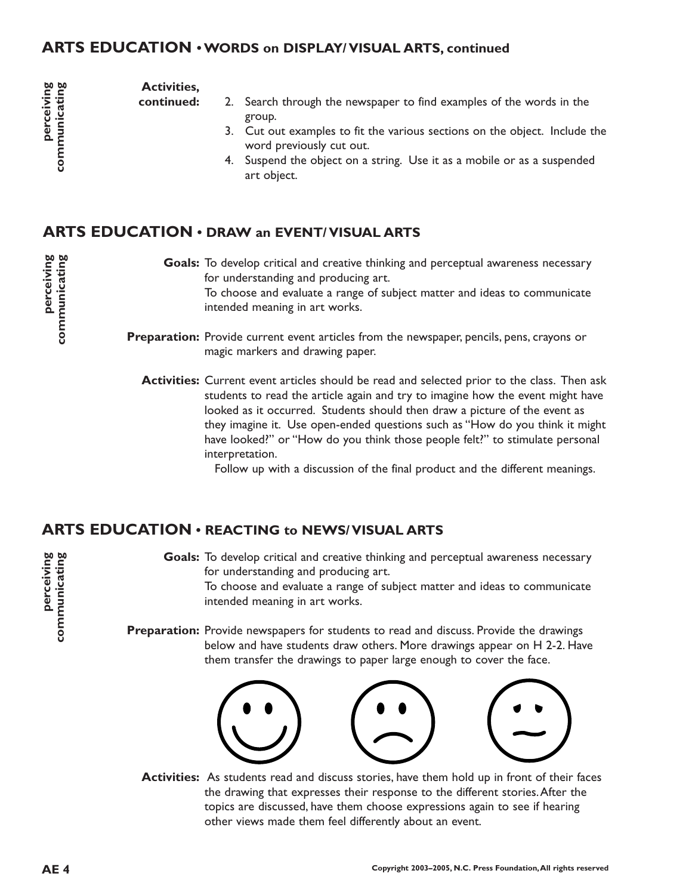## ARTS EDUCATION • WORDS on DISPLAY/ VISUAL ARTS, continued

perceiving
communicating

**Activities, continued:**

2. Search through the newspaper to find examples of the words in the group.
3. Cut out examples to fit the various sections on the object. Include the word previously cut out.
4. Suspend the object on a string. Use it as a mobile or as a suspended art object.

## ARTS EDUCATION • DRAW an EVENT/ VISUAL ARTS

perceiving
communicating

**Goals:** To develop critical and creative thinking and perceptual awareness necessary for understanding and producing art.
To choose and evaluate a range of subject matter and ideas to communicate intended meaning in art works.

**Preparation:** Provide current event articles from the newspaper, pencils, pens, crayons or magic markers and drawing paper.

**Activities:** Current event articles should be read and selected prior to the class. Then ask students to read the article again and try to imagine how the event might have looked as it occurred. Students should then draw a picture of the event as they imagine it. Use open-ended questions such as "How do you think it might have looked?" or "How do you think those people felt?" to stimulate personal interpretation.

Follow up with a discussion of the final product and the different meanings.

## ARTS EDUCATION • REACTING to NEWS/ VISUAL ARTS

perceiving
communicating

**Goals:** To develop critical and creative thinking and perceptual awareness necessary for understanding and producing art.
To choose and evaluate a range of subject matter and ideas to communicate intended meaning in art works.

**Preparation:** Provide newspapers for students to read and discuss. Provide the drawings below and have students draw others. More drawings appear on H 2-2. Have them transfer the drawings to paper large enough to cover the face.

**Activities:** As students read and discuss stories, have them hold up in front of their faces the drawing that expresses their response to the different stories. After the topics are discussed, have them choose expressions again to see if hearing other views made them feel differently about an event.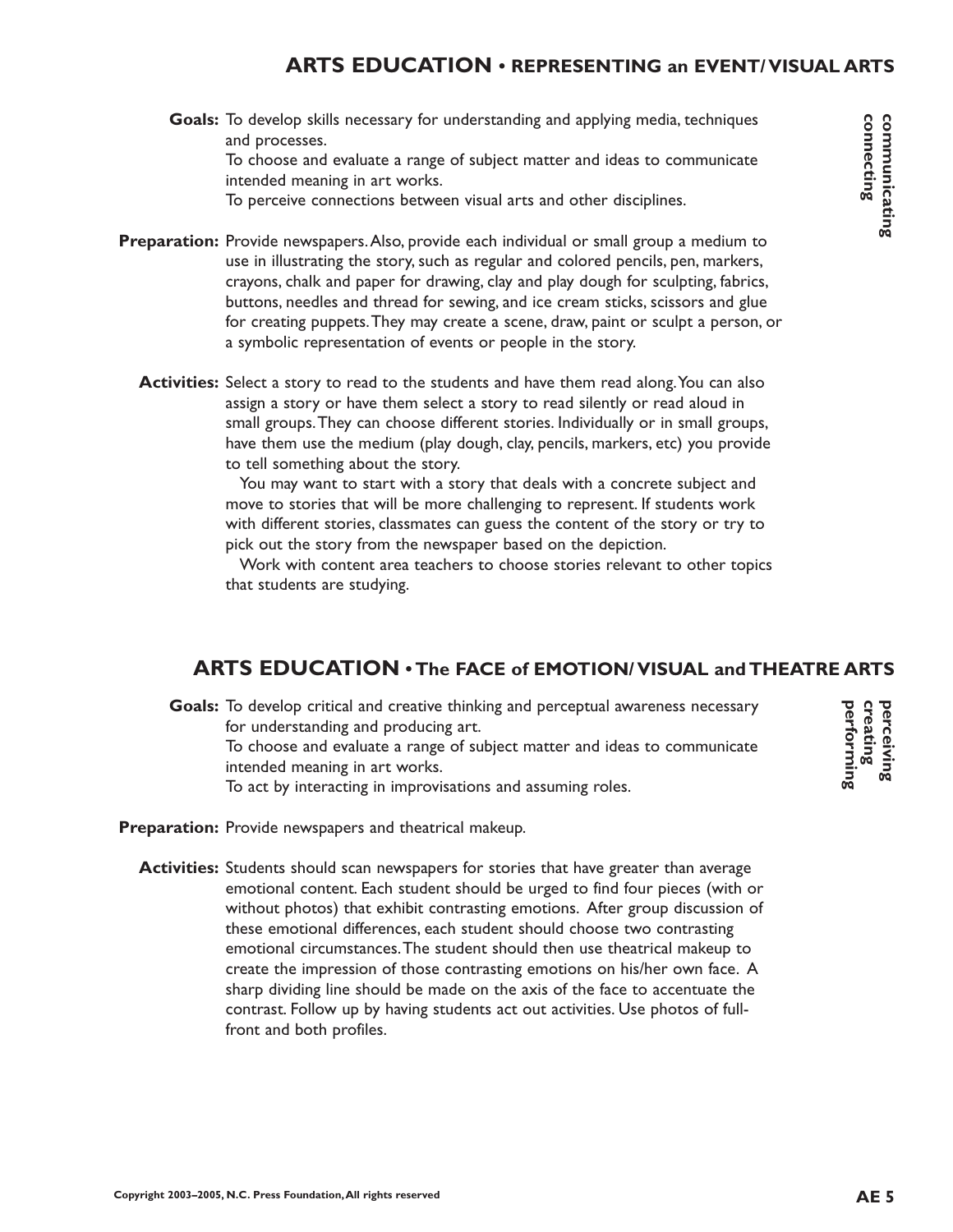## ARTS EDUCATION • REPRESENTING an EVENT/ VISUAL ARTS

**communicating connecting**

**Goals:** To develop skills necessary for understanding and applying media, techniques and processes.
To choose and evaluate a range of subject matter and ideas to communicate intended meaning in art works.
To perceive connections between visual arts and other disciplines.

**Preparation:** Provide newspapers. Also, provide each individual or small group a medium to use in illustrating the story, such as regular and colored pencils, pen, markers, crayons, chalk and paper for drawing, clay and play dough for sculpting, fabrics, buttons, needles and thread for sewing, and ice cream sticks, scissors and glue for creating puppets. They may create a scene, draw, paint or sculpt a person, or a symbolic representation of events or people in the story.

**Activities:** Select a story to read to the students and have them read along. You can also assign a story or have them select a story to read silently or read aloud in small groups. They can choose different stories. Individually or in small groups, have them use the medium (play dough, clay, pencils, markers, etc) you provide to tell something about the story.

You may want to start with a story that deals with a concrete subject and move to stories that will be more challenging to represent. If students work with different stories, classmates can guess the content of the story or try to pick out the story from the newspaper based on the depiction.

Work with content area teachers to choose stories relevant to other topics that students are studying.

## ARTS EDUCATION • The FACE of EMOTION/ VISUAL and THEATRE ARTS

**perceiving creating performing**

**Goals:** To develop critical and creative thinking and perceptual awareness necessary for understanding and producing art.
To choose and evaluate a range of subject matter and ideas to communicate intended meaning in art works.
To act by interacting in improvisations and assuming roles.

**Preparation:** Provide newspapers and theatrical makeup.

**Activities:** Students should scan newspapers for stories that have greater than average emotional content. Each student should be urged to find four pieces (with or without photos) that exhibit contrasting emotions. After group discussion of these emotional differences, each student should choose two contrasting emotional circumstances. The student should then use theatrical makeup to create the impression of those contrasting emotions on his/her own face. A sharp dividing line should be made on the axis of the face to accentuate the contrast. Follow up by having students act out activities. Use photos of full-front and both profiles.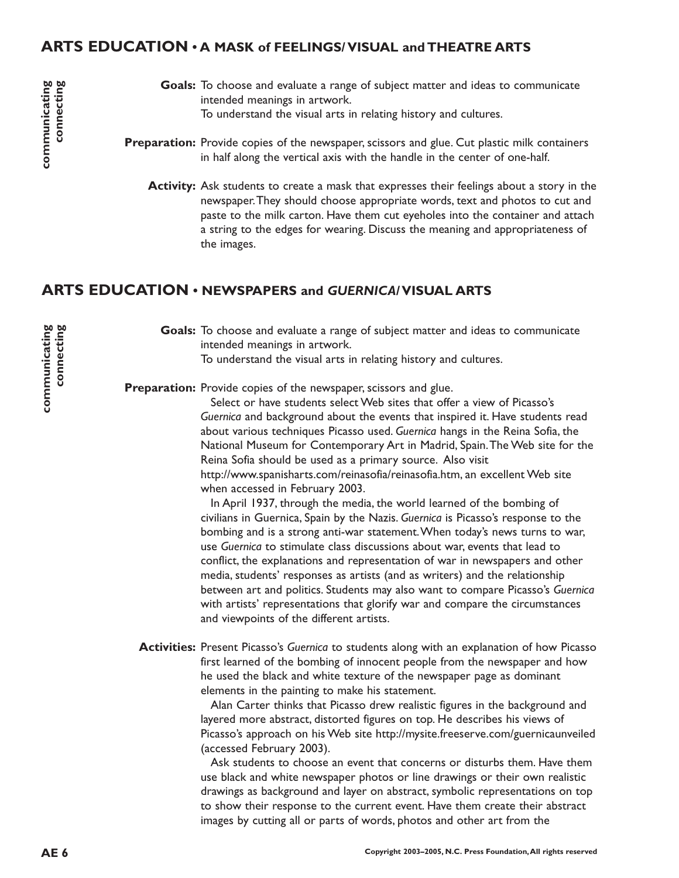## ARTS EDUCATION • A MASK of FEELINGS/ VISUAL and THEATRE ARTS

**communicating connecting**

**Goals:** To choose and evaluate a range of subject matter and ideas to communicate intended meanings in artwork.
To understand the visual arts in relating history and cultures.

**Preparation:** Provide copies of the newspaper, scissors and glue. Cut plastic milk containers in half along the vertical axis with the handle in the center of one-half.

**Activity:** Ask students to create a mask that expresses their feelings about a story in the newspaper. They should choose appropriate words, text and photos to cut and paste to the milk carton. Have them cut eyeholes into the container and attach a string to the edges for wearing. Discuss the meaning and appropriateness of the images.

## ARTS EDUCATION • NEWSPAPERS and *GUERNICA*/ VISUAL ARTS

**communicating connecting**

**Goals:** To choose and evaluate a range of subject matter and ideas to communicate intended meanings in artwork.
To understand the visual arts in relating history and cultures.

**Preparation:** Provide copies of the newspaper, scissors and glue.

Select or have students select Web sites that offer a view of Picasso's *Guernica* and background about the events that inspired it. Have students read about various techniques Picasso used. *Guernica* hangs in the Reina Sofia, the National Museum for Contemporary Art in Madrid, Spain. The Web site for the Reina Sofia should be used as a primary source. Also visit http://www.spanisharts.com/reinasofia/reinasofia.htm, an excellent Web site when accessed in February 2003.

In April 1937, through the media, the world learned of the bombing of civilians in Guernica, Spain by the Nazis. *Guernica* is Picasso's response to the bombing and is a strong anti-war statement. When today's news turns to war, use *Guernica* to stimulate class discussions about war, events that lead to conflict, the explanations and representation of war in newspapers and other media, students' responses as artists (and as writers) and the relationship between art and politics. Students may also want to compare Picasso's *Guernica* with artists' representations that glorify war and compare the circumstances and viewpoints of the different artists.

**Activities:** Present Picasso's *Guernica* to students along with an explanation of how Picasso first learned of the bombing of innocent people from the newspaper and how he used the black and white texture of the newspaper page as dominant elements in the painting to make his statement.

Alan Carter thinks that Picasso drew realistic figures in the background and layered more abstract, distorted figures on top. He describes his views of Picasso's approach on his Web site http://mysite.freeserve.com/guernicaunveiled (accessed February 2003).

Ask students to choose an event that concerns or disturbs them. Have them use black and white newspaper photos or line drawings or their own realistic drawings as background and layer on abstract, symbolic representations on top to show their response to the current event. Have them create their abstract images by cutting all or parts of words, photos and other art from the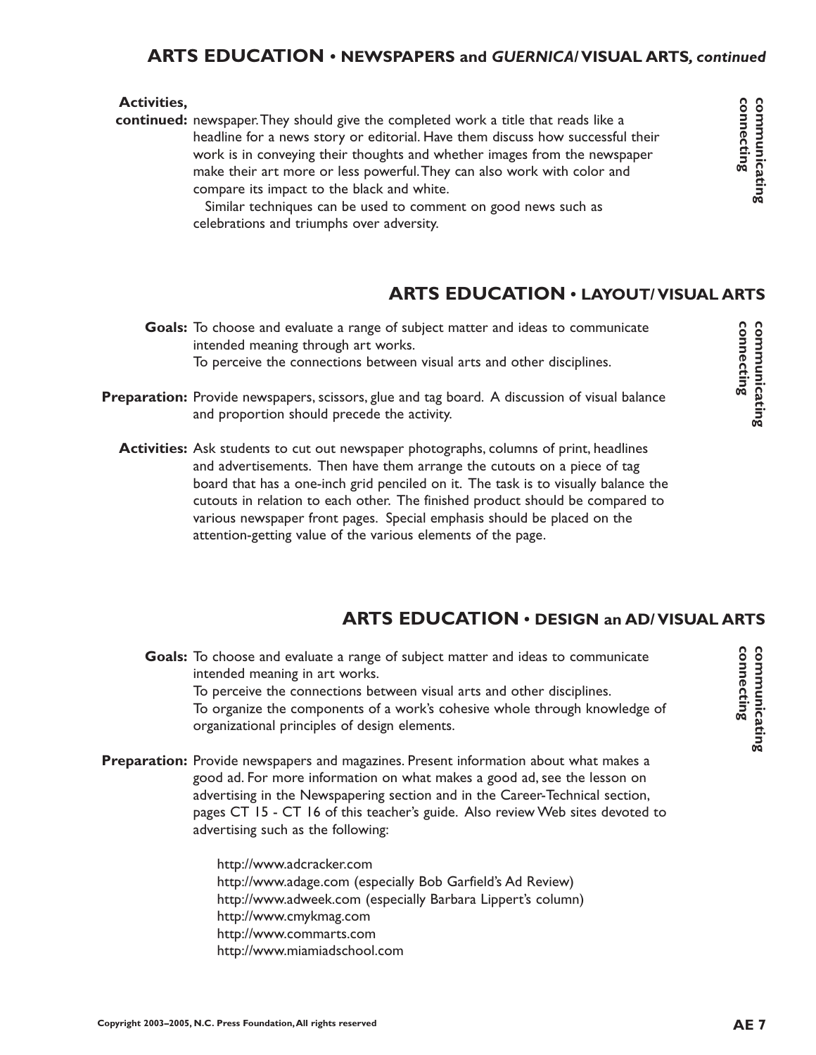## ARTS EDUCATION • NEWSPAPERS and *GUERNICA*/ VISUAL ARTS, *continued*

**communicating connecting**

**Activities, continued:** newspaper. They should give the completed work a title that reads like a headline for a news story or editorial. Have them discuss how successful their work is in conveying their thoughts and whether images from the newspaper make their art more or less powerful. They can also work with color and compare its impact to the black and white.

Similar techniques can be used to comment on good news such as celebrations and triumphs over adversity.

## ARTS EDUCATION • LAYOUT/ VISUAL ARTS

**communicating connecting**

**Goals:** To choose and evaluate a range of subject matter and ideas to communicate intended meaning through art works.
To perceive the connections between visual arts and other disciplines.

**Preparation:** Provide newspapers, scissors, glue and tag board. A discussion of visual balance and proportion should precede the activity.

**Activities:** Ask students to cut out newspaper photographs, columns of print, headlines and advertisements. Then have them arrange the cutouts on a piece of tag board that has a one-inch grid penciled on it. The task is to visually balance the cutouts in relation to each other. The finished product should be compared to various newspaper front pages. Special emphasis should be placed on the attention-getting value of the various elements of the page.

## ARTS EDUCATION • DESIGN an AD/ VISUAL ARTS

**communicating connecting**

**Goals:** To choose and evaluate a range of subject matter and ideas to communicate intended meaning in art works.
To perceive the connections between visual arts and other disciplines.
To organize the components of a work's cohesive whole through knowledge of organizational principles of design elements.

**Preparation:** Provide newspapers and magazines. Present information about what makes a good ad. For more information on what makes a good ad, see the lesson on advertising in the Newspapering section and in the Career-Technical section, pages CT 15 - CT 16 of this teacher's guide. Also review Web sites devoted to advertising such as the following:

http://www.adcracker.com
http://www.adage.com (especially Bob Garfield's Ad Review)
http://www.adweek.com (especially Barbara Lippert's column)
http://www.cmykmag.com
http://www.commarts.com
http://www.miamiadschool.com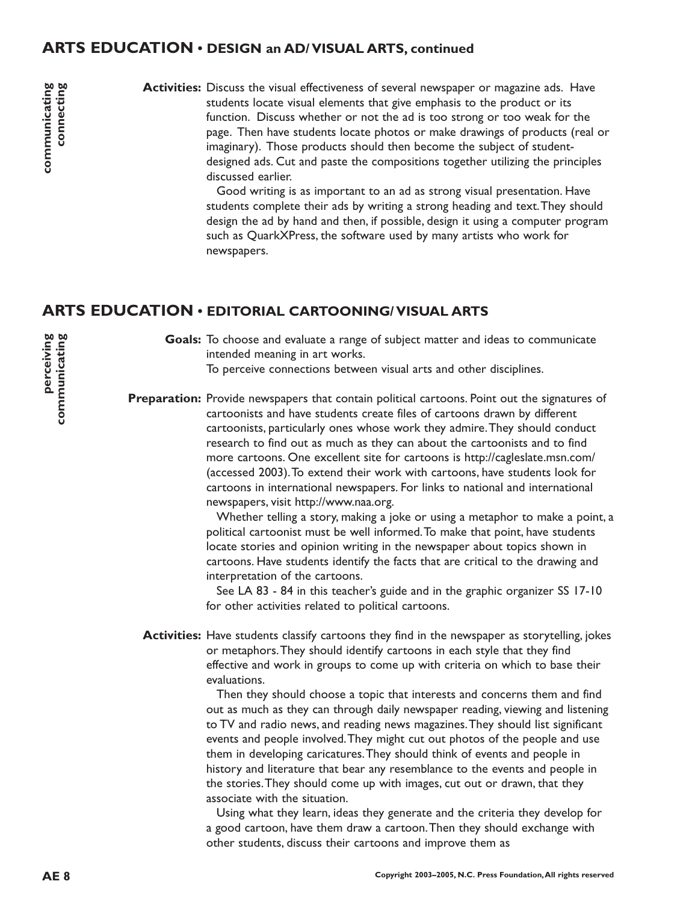## ARTS EDUCATION • DESIGN an AD/ VISUAL ARTS, continued

communicating
connecting

**Activities:** Discuss the visual effectiveness of several newspaper or magazine ads. Have students locate visual elements that give emphasis to the product or its function. Discuss whether or not the ad is too strong or too weak for the page. Then have students locate photos or make drawings of products (real or imaginary). Those products should then become the subject of student-designed ads. Cut and paste the compositions together utilizing the principles discussed earlier.

Good writing is as important to an ad as strong visual presentation. Have students complete their ads by writing a strong heading and text. They should design the ad by hand and then, if possible, design it using a computer program such as QuarkXPress, the software used by many artists who work for newspapers.

## ARTS EDUCATION • EDITORIAL CARTOONING/ VISUAL ARTS

perceiving
communicating

**Goals:** To choose and evaluate a range of subject matter and ideas to communicate intended meaning in art works.
To perceive connections between visual arts and other disciplines.

**Preparation:** Provide newspapers that contain political cartoons. Point out the signatures of cartoonists and have students create files of cartoons drawn by different cartoonists, particularly ones whose work they admire. They should conduct research to find out as much as they can about the cartoonists and to find more cartoons. One excellent site for cartoons is http://cagleslate.msn.com/ (accessed 2003). To extend their work with cartoons, have students look for cartoons in international newspapers. For links to national and international newspapers, visit http://www.naa.org.

Whether telling a story, making a joke or using a metaphor to make a point, a political cartoonist must be well informed. To make that point, have students locate stories and opinion writing in the newspaper about topics shown in cartoons. Have students identify the facts that are critical to the drawing and interpretation of the cartoons.

See LA 83 - 84 in this teacher's guide and in the graphic organizer SS 17-10 for other activities related to political cartoons.

**Activities:** Have students classify cartoons they find in the newspaper as storytelling, jokes or metaphors. They should identify cartoons in each style that they find effective and work in groups to come up with criteria on which to base their evaluations.

Then they should choose a topic that interests and concerns them and find out as much as they can through daily newspaper reading, viewing and listening to TV and radio news, and reading news magazines. They should list significant events and people involved. They might cut out photos of the people and use them in developing caricatures. They should think of events and people in history and literature that bear any resemblance to the events and people in the stories. They should come up with images, cut out or drawn, that they associate with the situation.

Using what they learn, ideas they generate and the criteria they develop for a good cartoon, have them draw a cartoon. Then they should exchange with other students, discuss their cartoons and improve them as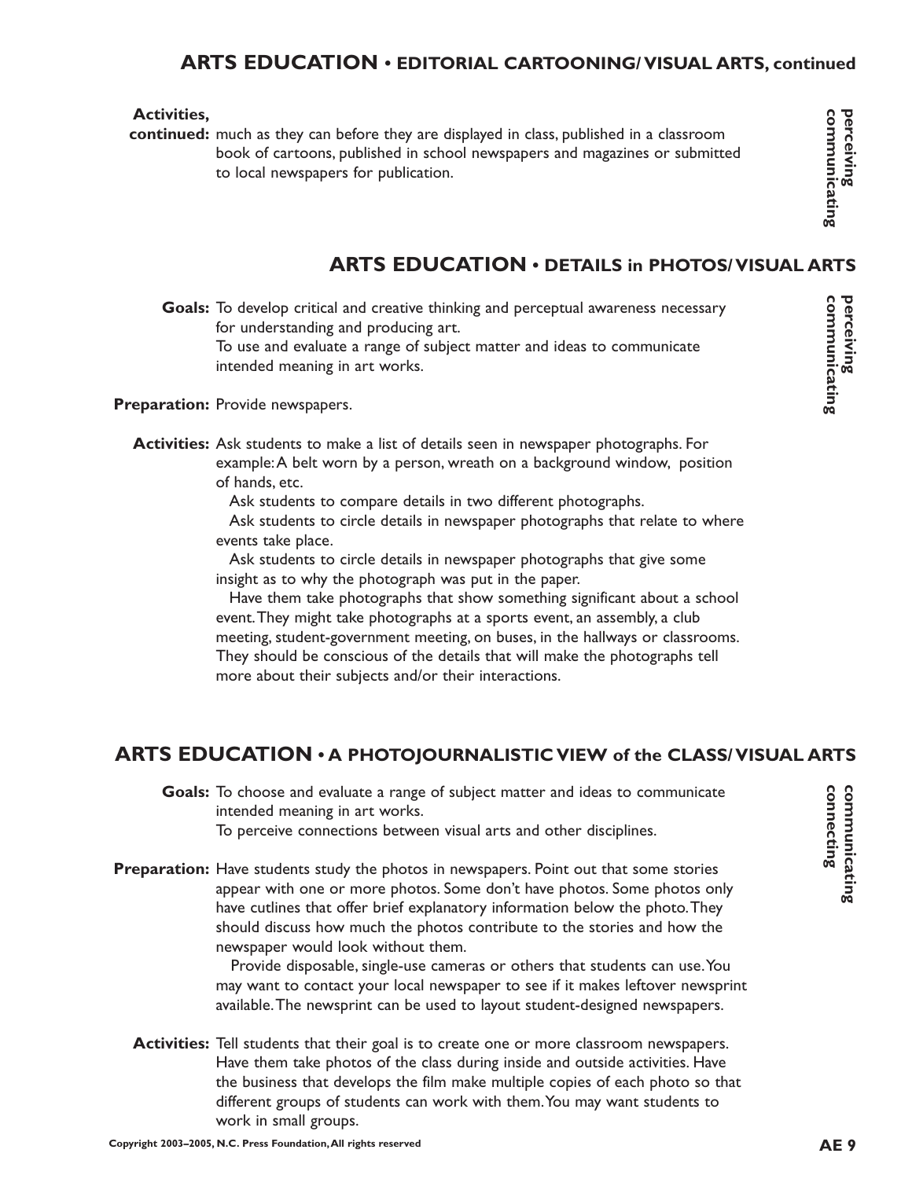## ARTS EDUCATION • EDITORIAL CARTOONING/ VISUAL ARTS, continued

**Activities, continued:** much as they can before they are displayed in class, published in a classroom book of cartoons, published in school newspapers and magazines or submitted to local newspapers for publication.

**perceiving communicating**

## ARTS EDUCATION • DETAILS in PHOTOS/ VISUAL ARTS

**perceiving communicating**

**Goals:** To develop critical and creative thinking and perceptual awareness necessary for understanding and producing art.
To use and evaluate a range of subject matter and ideas to communicate intended meaning in art works.

**Preparation:** Provide newspapers.

**Activities:** Ask students to make a list of details seen in newspaper photographs. For example: A belt worn by a person, wreath on a background window, position of hands, etc.

Ask students to compare details in two different photographs.

Ask students to circle details in newspaper photographs that relate to where events take place.

Ask students to circle details in newspaper photographs that give some insight as to why the photograph was put in the paper.

Have them take photographs that show something significant about a school event. They might take photographs at a sports event, an assembly, a club meeting, student-government meeting, on buses, in the hallways or classrooms. They should be conscious of the details that will make the photographs tell more about their subjects and/or their interactions.

## ARTS EDUCATION • A PHOTOJOURNALISTIC VIEW of the CLASS/ VISUAL ARTS

**communicating connecting**

**Goals:** To choose and evaluate a range of subject matter and ideas to communicate intended meaning in art works.
To perceive connections between visual arts and other disciplines.

**Preparation:** Have students study the photos in newspapers. Point out that some stories appear with one or more photos. Some don't have photos. Some photos only have cutlines that offer brief explanatory information below the photo. They should discuss how much the photos contribute to the stories and how the newspaper would look without them.

Provide disposable, single-use cameras or others that students can use. You may want to contact your local newspaper to see if it makes leftover newsprint available. The newsprint can be used to layout student-designed newspapers.

**Activities:** Tell students that their goal is to create one or more classroom newspapers. Have them take photos of the class during inside and outside activities. Have the business that develops the film make multiple copies of each photo so that different groups of students can work with them. You may want students to work in small groups.

Copyright 2003–2005, N.C. Press Foundation, All rights reserved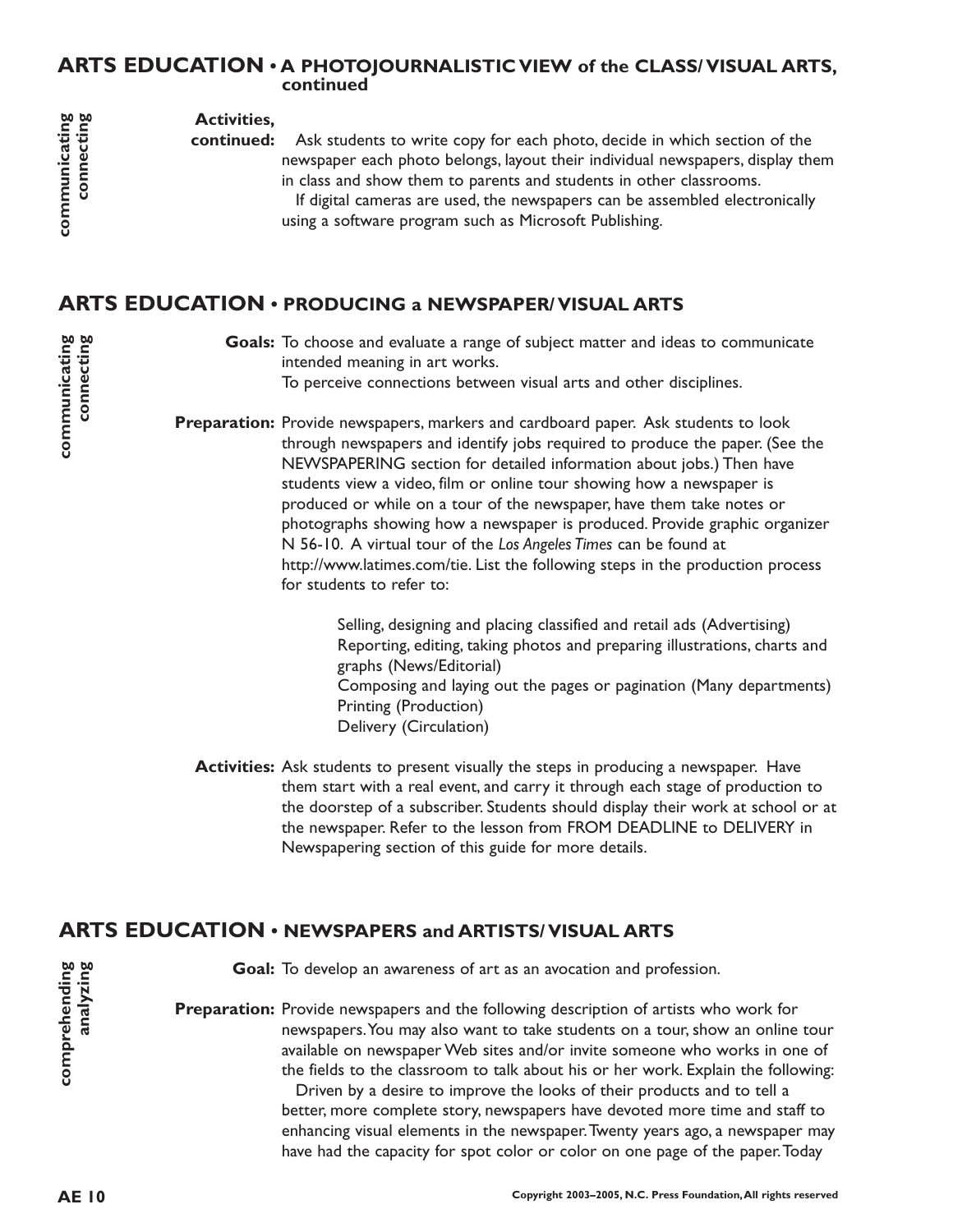## ARTS EDUCATION • A PHOTOJOURNALISTIC VIEW of the CLASS/ VISUAL ARTS, continued

communicating
connecting

**Activities, continued:** Ask students to write copy for each photo, decide in which section of the newspaper each photo belongs, layout their individual newspapers, display them in class and show them to parents and students in other classrooms.

If digital cameras are used, the newspapers can be assembled electronically using a software program such as Microsoft Publishing.

## ARTS EDUCATION • PRODUCING a NEWSPAPER/ VISUAL ARTS

communicating
connecting

**Goals:** To choose and evaluate a range of subject matter and ideas to communicate intended meaning in art works.
To perceive connections between visual arts and other disciplines.

**Preparation:** Provide newspapers, markers and cardboard paper. Ask students to look through newspapers and identify jobs required to produce the paper. (See the NEWSPAPERING section for detailed information about jobs.) Then have students view a video, film or online tour showing how a newspaper is produced or while on a tour of the newspaper, have them take notes or photographs showing how a newspaper is produced. Provide graphic organizer N 56-10. A virtual tour of the *Los Angeles Times* can be found at http://www.latimes.com/tie. List the following steps in the production process for students to refer to:

Selling, designing and placing classified and retail ads (Advertising)
Reporting, editing, taking photos and preparing illustrations, charts and graphs (News/Editorial)
Composing and laying out the pages or pagination (Many departments)
Printing (Production)
Delivery (Circulation)

**Activities:** Ask students to present visually the steps in producing a newspaper. Have them start with a real event, and carry it through each stage of production to the doorstep of a subscriber. Students should display their work at school or at the newspaper. Refer to the lesson from FROM DEADLINE to DELIVERY in Newspapering section of this guide for more details.

## ARTS EDUCATION • NEWSPAPERS and ARTISTS/ VISUAL ARTS

comprehending
analyzing

**Goal:** To develop an awareness of art as an avocation and profession.

**Preparation:** Provide newspapers and the following description of artists who work for newspapers. You may also want to take students on a tour, show an online tour available on newspaper Web sites and/or invite someone who works in one of the fields to the classroom to talk about his or her work. Explain the following:

Driven by a desire to improve the looks of their products and to tell a better, more complete story, newspapers have devoted more time and staff to enhancing visual elements in the newspaper. Twenty years ago, a newspaper may have had the capacity for spot color or color on one page of the paper. Today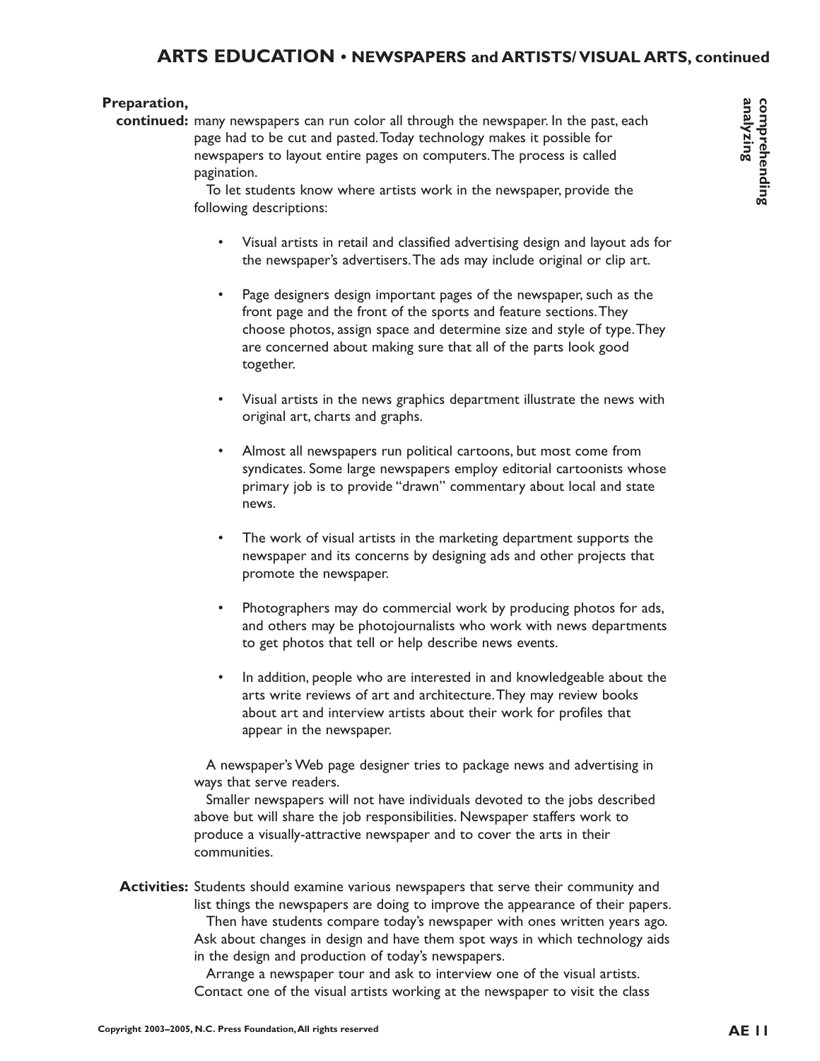## ARTS EDUCATION • NEWSPAPERS and ARTISTS/ VISUAL ARTS, continued

**comprehending analyzing**

**Preparation, continued:** many newspapers can run color all through the newspaper. In the past, each page had to be cut and pasted. Today technology makes it possible for newspapers to layout entire pages on computers. The process is called pagination.

To let students know where artists work in the newspaper, provide the following descriptions:

- Visual artists in retail and classified advertising design and layout ads for the newspaper's advertisers. The ads may include original or clip art.
- Page designers design important pages of the newspaper, such as the front page and the front of the sports and feature sections. They choose photos, assign space and determine size and style of type. They are concerned about making sure that all of the parts look good together.
- Visual artists in the news graphics department illustrate the news with original art, charts and graphs.
- Almost all newspapers run political cartoons, but most come from syndicates. Some large newspapers employ editorial cartoonists whose primary job is to provide "drawn" commentary about local and state news.
- The work of visual artists in the marketing department supports the newspaper and its concerns by designing ads and other projects that promote the newspaper.
- Photographers may do commercial work by producing photos for ads, and others may be photojournalists who work with news departments to get photos that tell or help describe news events.
- In addition, people who are interested in and knowledgeable about the arts write reviews of art and architecture. They may review books about art and interview artists about their work for profiles that appear in the newspaper.

A newspaper's Web page designer tries to package news and advertising in ways that serve readers.

Smaller newspapers will not have individuals devoted to the jobs described above but will share the job responsibilities. Newspaper staffers work to produce a visually-attractive newspaper and to cover the arts in their communities.

**Activities:** Students should examine various newspapers that serve their community and list things the newspapers are doing to improve the appearance of their papers.

Then have students compare today's newspaper with ones written years ago. Ask about changes in design and have them spot ways in which technology aids in the design and production of today's newspapers.

Arrange a newspaper tour and ask to interview one of the visual artists. Contact one of the visual artists working at the newspaper to visit the class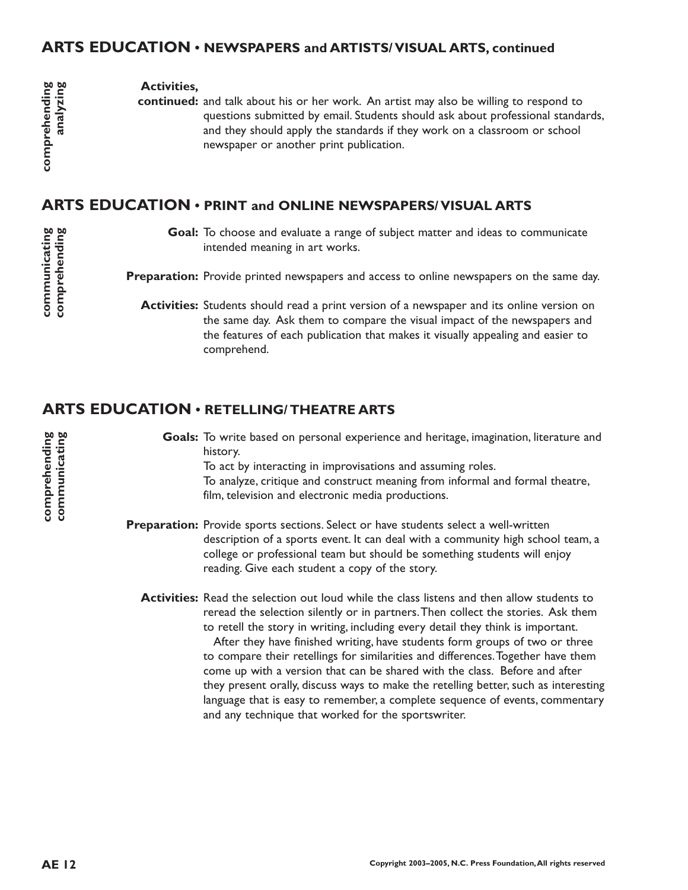## ARTS EDUCATION • NEWSPAPERS and ARTISTS/ VISUAL ARTS, continued

comprehending analyzing

**Activities, continued:** and talk about his or her work. An artist may also be willing to respond to questions submitted by email. Students should ask about professional standards, and they should apply the standards if they work on a classroom or school newspaper or another print publication.

## ARTS EDUCATION • PRINT and ONLINE NEWSPAPERS/ VISUAL ARTS

communicating comprehending

**Goal:** To choose and evaluate a range of subject matter and ideas to communicate intended meaning in art works.

**Preparation:** Provide printed newspapers and access to online newspapers on the same day.

**Activities:** Students should read a print version of a newspaper and its online version on the same day. Ask them to compare the visual impact of the newspapers and the features of each publication that makes it visually appealing and easier to comprehend.

## ARTS EDUCATION • RETELLING/ THEATRE ARTS

comprehending communicating

**Goals:** To write based on personal experience and heritage, imagination, literature and history.
To act by interacting in improvisations and assuming roles.
To analyze, critique and construct meaning from informal and formal theatre, film, television and electronic media productions.

**Preparation:** Provide sports sections. Select or have students select a well-written description of a sports event. It can deal with a community high school team, a college or professional team but should be something students will enjoy reading. Give each student a copy of the story.

**Activities:** Read the selection out loud while the class listens and then allow students to reread the selection silently or in partners. Then collect the stories. Ask them to retell the story in writing, including every detail they think is important.

After they have finished writing, have students form groups of two or three to compare their retellings for similarities and differences. Together have them come up with a version that can be shared with the class. Before and after they present orally, discuss ways to make the retelling better, such as interesting language that is easy to remember, a complete sequence of events, commentary and any technique that worked for the sportswriter.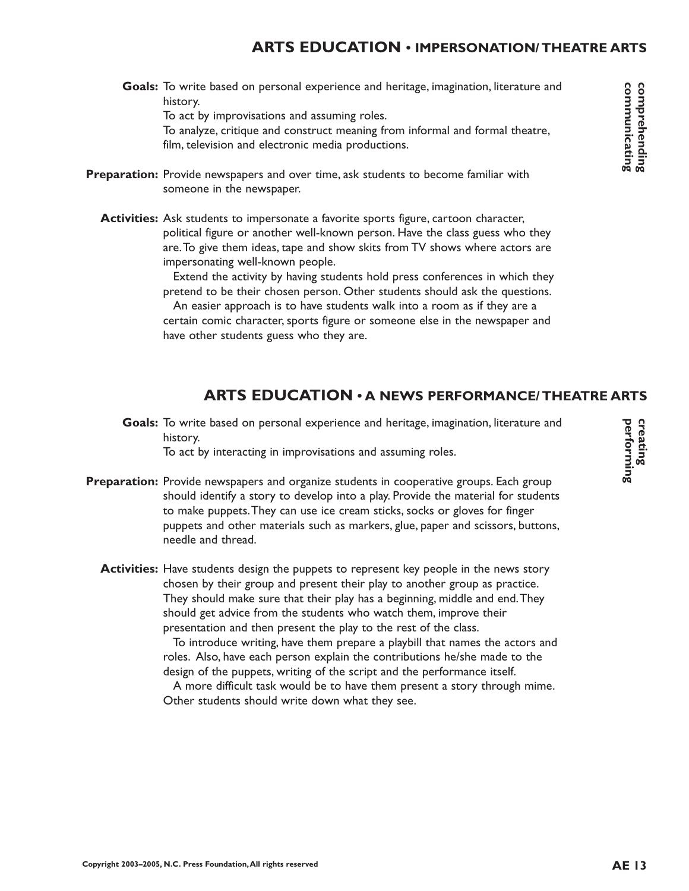## ARTS EDUCATION • IMPERSONATION/ THEATRE ARTS

*comprehending communicating*

**Goals:** To write based on personal experience and heritage, imagination, literature and history.
To act by improvisations and assuming roles.
To analyze, critique and construct meaning from informal and formal theatre, film, television and electronic media productions.

**Preparation:** Provide newspapers and over time, ask students to become familiar with someone in the newspaper.

**Activities:** Ask students to impersonate a favorite sports figure, cartoon character, political figure or another well-known person. Have the class guess who they are. To give them ideas, tape and show skits from TV shows where actors are impersonating well-known people.

Extend the activity by having students hold press conferences in which they pretend to be their chosen person. Other students should ask the questions.

An easier approach is to have students walk into a room as if they are a certain comic character, sports figure or someone else in the newspaper and have other students guess who they are.

## ARTS EDUCATION • A NEWS PERFORMANCE/ THEATRE ARTS

*creating performing*

**Goals:** To write based on personal experience and heritage, imagination, literature and history.
To act by interacting in improvisations and assuming roles.

**Preparation:** Provide newspapers and organize students in cooperative groups. Each group should identify a story to develop into a play. Provide the material for students to make puppets. They can use ice cream sticks, socks or gloves for finger puppets and other materials such as markers, glue, paper and scissors, buttons, needle and thread.

**Activities:** Have students design the puppets to represent key people in the news story chosen by their group and present their play to another group as practice. They should make sure that their play has a beginning, middle and end. They should get advice from the students who watch them, improve their presentation and then present the play to the rest of the class.

To introduce writing, have them prepare a playbill that names the actors and roles. Also, have each person explain the contributions he/she made to the design of the puppets, writing of the script and the performance itself.

A more difficult task would be to have them present a story through mime. Other students should write down what they see.

Copyright 2003–2005, N.C. Press Foundation, All rights reserved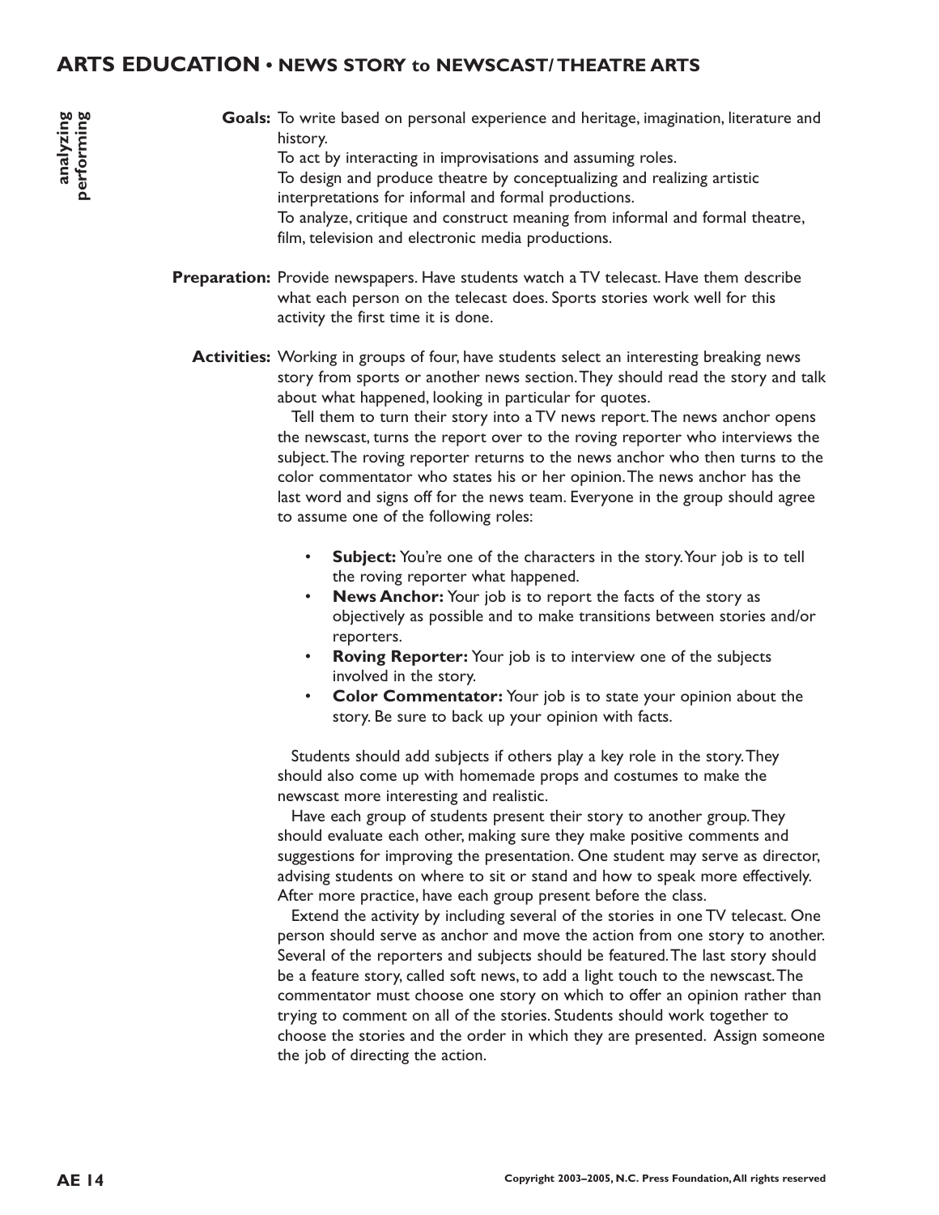# ARTS EDUCATION • NEWS STORY to NEWSCAST/ THEATRE ARTS

analyzing
performing

**Goals:** To write based on personal experience and heritage, imagination, literature and history.
To act by interacting in improvisations and assuming roles.
To design and produce theatre by conceptualizing and realizing artistic interpretations for informal and formal productions.
To analyze, critique and construct meaning from informal and formal theatre, film, television and electronic media productions.

**Preparation:** Provide newspapers. Have students watch a TV telecast. Have them describe what each person on the telecast does. Sports stories work well for this activity the first time it is done.

**Activities:** Working in groups of four, have students select an interesting breaking news story from sports or another news section. They should read the story and talk about what happened, looking in particular for quotes.

Tell them to turn their story into a TV news report. The news anchor opens the newscast, turns the report over to the roving reporter who interviews the subject. The roving reporter returns to the news anchor who then turns to the color commentator who states his or her opinion. The news anchor has the last word and signs off for the news team. Everyone in the group should agree to assume one of the following roles:

- **Subject:** You're one of the characters in the story. Your job is to tell the roving reporter what happened.
- **News Anchor:** Your job is to report the facts of the story as objectively as possible and to make transitions between stories and/or reporters.
- **Roving Reporter:** Your job is to interview one of the subjects involved in the story.
- **Color Commentator:** Your job is to state your opinion about the story. Be sure to back up your opinion with facts.

Students should add subjects if others play a key role in the story. They should also come up with homemade props and costumes to make the newscast more interesting and realistic.

Have each group of students present their story to another group. They should evaluate each other, making sure they make positive comments and suggestions for improving the presentation. One student may serve as director, advising students on where to sit or stand and how to speak more effectively. After more practice, have each group present before the class.

Extend the activity by including several of the stories in one TV telecast. One person should serve as anchor and move the action from one story to another. Several of the reporters and subjects should be featured. The last story should be a feature story, called soft news, to add a light touch to the newscast. The commentator must choose one story on which to offer an opinion rather than trying to comment on all of the stories. Students should work together to choose the stories and the order in which they are presented. Assign someone the job of directing the action.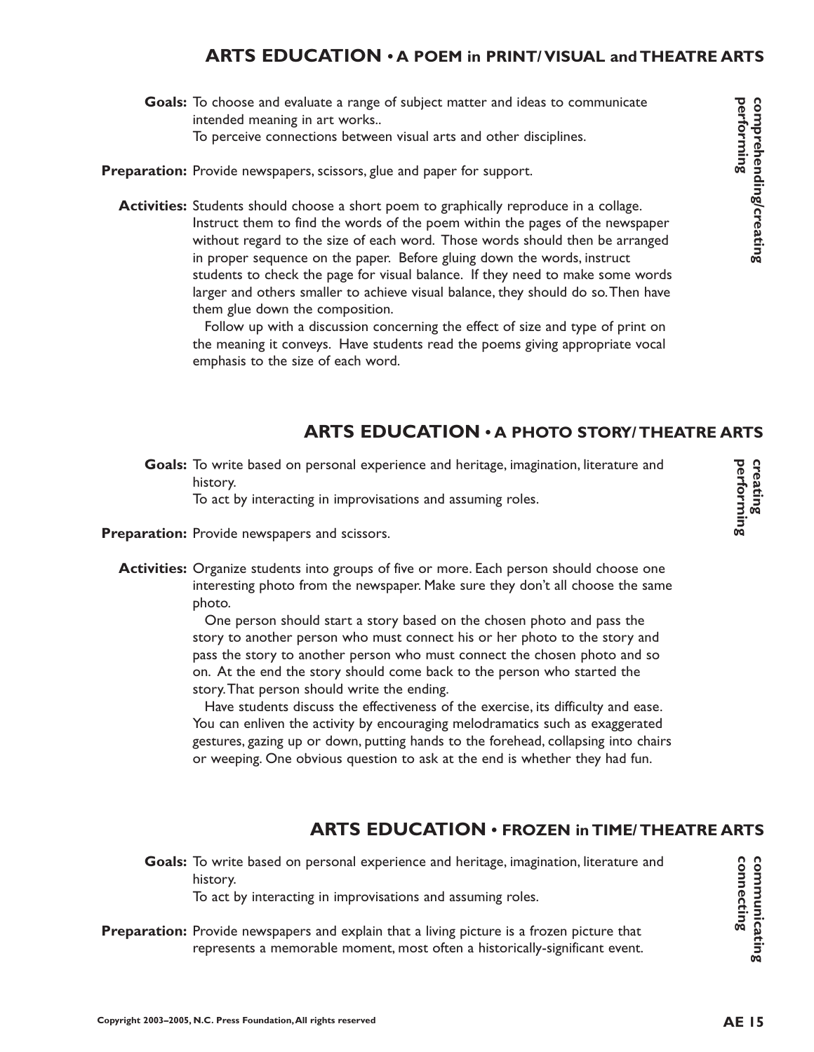## ARTS EDUCATION • A POEM in PRINT/ VISUAL and THEATRE ARTS

**comprehending/creating performing**

**Goals:** To choose and evaluate a range of subject matter and ideas to communicate intended meaning in art works..
To perceive connections between visual arts and other disciplines.

**Preparation:** Provide newspapers, scissors, glue and paper for support.

**Activities:** Students should choose a short poem to graphically reproduce in a collage. Instruct them to find the words of the poem within the pages of the newspaper without regard to the size of each word. Those words should then be arranged in proper sequence on the paper. Before gluing down the words, instruct students to check the page for visual balance. If they need to make some words larger and others smaller to achieve visual balance, they should do so. Then have them glue down the composition.

Follow up with a discussion concerning the effect of size and type of print on the meaning it conveys. Have students read the poems giving appropriate vocal emphasis to the size of each word.

## ARTS EDUCATION • A PHOTO STORY/ THEATRE ARTS

**creating performing**

**Goals:** To write based on personal experience and heritage, imagination, literature and history.
To act by interacting in improvisations and assuming roles.

**Preparation:** Provide newspapers and scissors.

**Activities:** Organize students into groups of five or more. Each person should choose one interesting photo from the newspaper. Make sure they don't all choose the same photo.

One person should start a story based on the chosen photo and pass the story to another person who must connect his or her photo to the story and pass the story to another person who must connect the chosen photo and so on. At the end the story should come back to the person who started the story. That person should write the ending.

Have students discuss the effectiveness of the exercise, its difficulty and ease. You can enliven the activity by encouraging melodramatics such as exaggerated gestures, gazing up or down, putting hands to the forehead, collapsing into chairs or weeping. One obvious question to ask at the end is whether they had fun.

## ARTS EDUCATION • FROZEN in TIME/ THEATRE ARTS

**communicating connecting**

**Goals:** To write based on personal experience and heritage, imagination, literature and history.
To act by interacting in improvisations and assuming roles.

**Preparation:** Provide newspapers and explain that a living picture is a frozen picture that represents a memorable moment, most often a historically-significant event.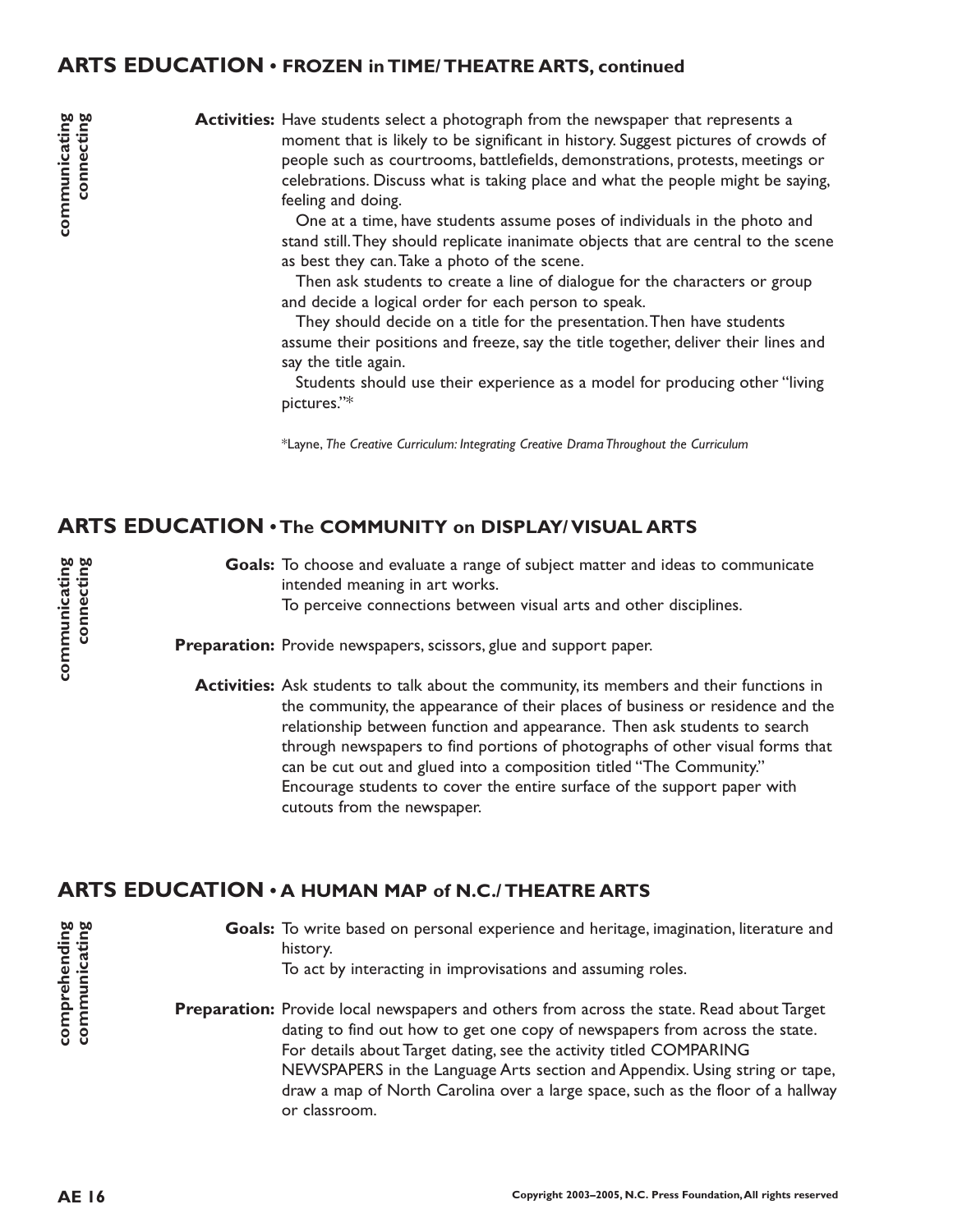## ARTS EDUCATION • FROZEN in TIME/ THEATRE ARTS, continued

communicating
connecting

**Activities:** Have students select a photograph from the newspaper that represents a moment that is likely to be significant in history. Suggest pictures of crowds of people such as courtrooms, battlefields, demonstrations, protests, meetings or celebrations. Discuss what is taking place and what the people might be saying, feeling and doing.

One at a time, have students assume poses of individuals in the photo and stand still. They should replicate inanimate objects that are central to the scene as best they can. Take a photo of the scene.

Then ask students to create a line of dialogue for the characters or group and decide a logical order for each person to speak.

They should decide on a title for the presentation. Then have students assume their positions and freeze, say the title together, deliver their lines and say the title again.

Students should use their experience as a model for producing other "living pictures."*

*Layne, *The Creative Curriculum: Integrating Creative Drama Throughout the Curriculum*

## ARTS EDUCATION • The COMMUNITY on DISPLAY/ VISUAL ARTS

communicating
connecting

**Goals:** To choose and evaluate a range of subject matter and ideas to communicate intended meaning in art works.
To perceive connections between visual arts and other disciplines.

**Preparation:** Provide newspapers, scissors, glue and support paper.

**Activities:** Ask students to talk about the community, its members and their functions in the community, the appearance of their places of business or residence and the relationship between function and appearance. Then ask students to search through newspapers to find portions of photographs of other visual forms that can be cut out and glued into a composition titled "The Community." Encourage students to cover the entire surface of the support paper with cutouts from the newspaper.

## ARTS EDUCATION • A HUMAN MAP of N.C./ THEATRE ARTS

comprehending
communicating

**Goals:** To write based on personal experience and heritage, imagination, literature and history.
To act by interacting in improvisations and assuming roles.

**Preparation:** Provide local newspapers and others from across the state. Read about Target dating to find out how to get one copy of newspapers from across the state. For details about Target dating, see the activity titled COMPARING NEWSPAPERS in the Language Arts section and Appendix. Using string or tape, draw a map of North Carolina over a large space, such as the floor of a hallway or classroom.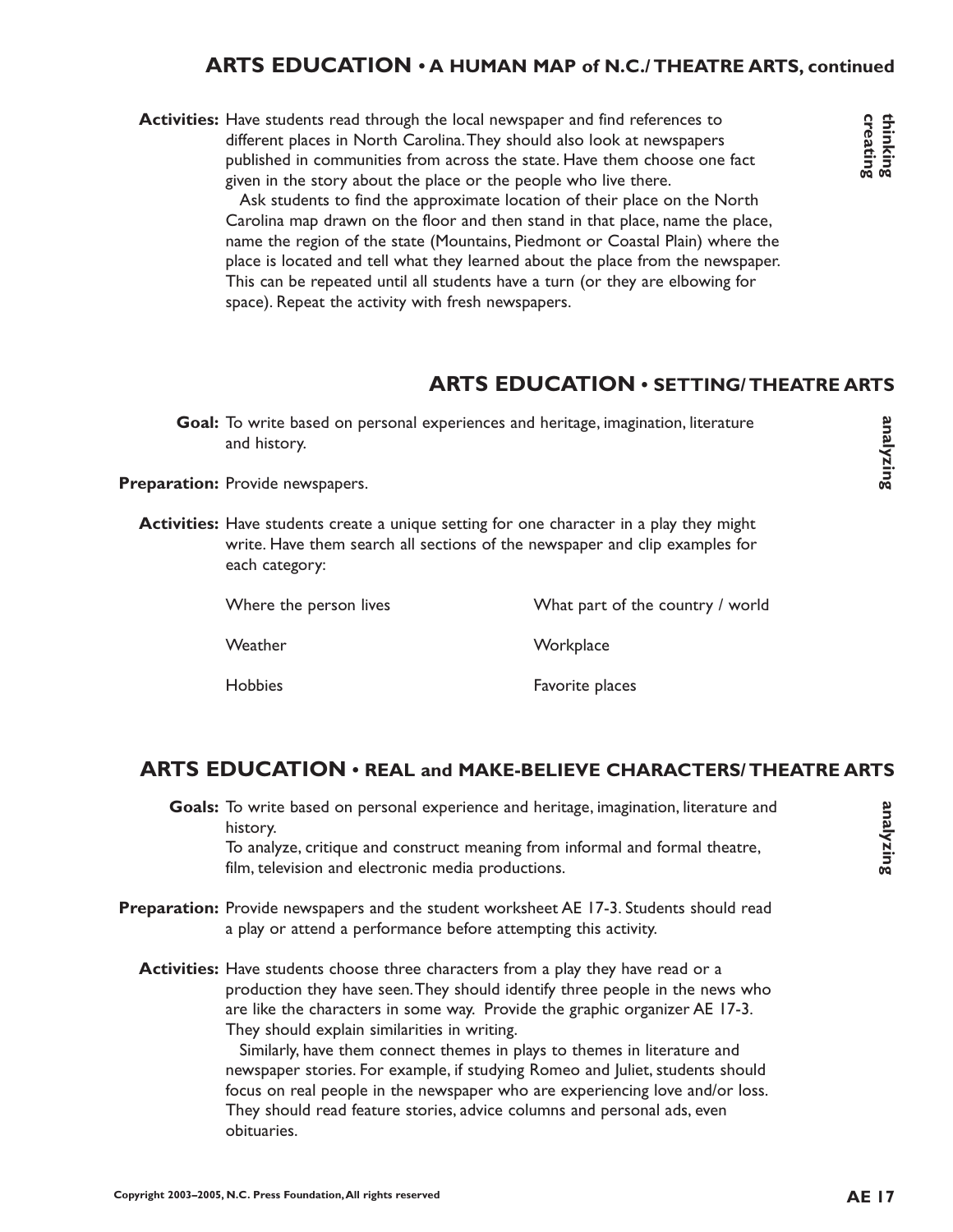## ARTS EDUCATION • A HUMAN MAP of N.C./ THEATRE ARTS, continued

**Activities:** Have students read through the local newspaper and find references to different places in North Carolina. They should also look at newspapers published in communities from across the state. Have them choose one fact given in the story about the place or the people who live there.

Ask students to find the approximate location of their place on the North Carolina map drawn on the floor and then stand in that place, name the place, name the region of the state (Mountains, Piedmont or Coastal Plain) where the place is located and tell what they learned about the place from the newspaper. This can be repeated until all students have a turn (or they are elbowing for space). Repeat the activity with fresh newspapers.

**thinking creating**

## ARTS EDUCATION • SETTING/ THEATRE ARTS

**analyzing**

**Goal:** To write based on personal experiences and heritage, imagination, literature and history.

**Preparation:** Provide newspapers.

**Activities:** Have students create a unique setting for one character in a play they might write. Have them search all sections of the newspaper and clip examples for each category:

| | |
|---|---|
| Where the person lives | What part of the country / world |
| Weather | Workplace |
| Hobbies | Favorite places |

## ARTS EDUCATION • REAL and MAKE-BELIEVE CHARACTERS/ THEATRE ARTS

**analyzing**

**Goals:** To write based on personal experience and heritage, imagination, literature and history.
To analyze, critique and construct meaning from informal and formal theatre, film, television and electronic media productions.

**Preparation:** Provide newspapers and the student worksheet AE 17-3. Students should read a play or attend a performance before attempting this activity.

**Activities:** Have students choose three characters from a play they have read or a production they have seen. They should identify three people in the news who are like the characters in some way. Provide the graphic organizer AE 17-3. They should explain similarities in writing.

Similarly, have them connect themes in plays to themes in literature and newspaper stories. For example, if studying Romeo and Juliet, students should focus on real people in the newspaper who are experiencing love and/or loss. They should read feature stories, advice columns and personal ads, even obituaries.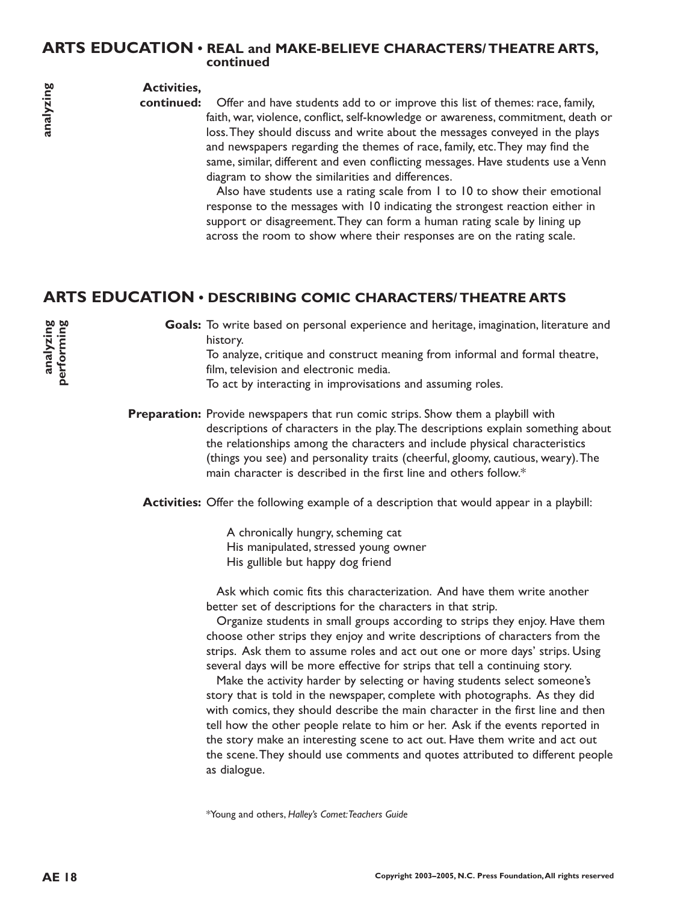## ARTS EDUCATION • REAL and MAKE-BELIEVE CHARACTERS/ THEATRE ARTS, continued

*analyzing*

**Activities, continued:** Offer and have students add to or improve this list of themes: race, family, faith, war, violence, conflict, self-knowledge or awareness, commitment, death or loss. They should discuss and write about the messages conveyed in the plays and newspapers regarding the themes of race, family, etc. They may find the same, similar, different and even conflicting messages. Have students use a Venn diagram to show the similarities and differences.

Also have students use a rating scale from 1 to 10 to show their emotional response to the messages with 10 indicating the strongest reaction either in support or disagreement. They can form a human rating scale by lining up across the room to show where their responses are on the rating scale.

## ARTS EDUCATION • DESCRIBING COMIC CHARACTERS/ THEATRE ARTS

*analyzing*
*performing*

**Goals:** To write based on personal experience and heritage, imagination, literature and history.
To analyze, critique and construct meaning from informal and formal theatre, film, television and electronic media.
To act by interacting in improvisations and assuming roles.

**Preparation:** Provide newspapers that run comic strips. Show them a playbill with descriptions of characters in the play. The descriptions explain something about the relationships among the characters and include physical characteristics (things you see) and personality traits (cheerful, gloomy, cautious, weary). The main character is described in the first line and others follow.*

**Activities:** Offer the following example of a description that would appear in a playbill:

A chronically hungry, scheming cat
His manipulated, stressed young owner
His gullible but happy dog friend

Ask which comic fits this characterization. And have them write another better set of descriptions for the characters in that strip.

Organize students in small groups according to strips they enjoy. Have them choose other strips they enjoy and write descriptions of characters from the strips. Ask them to assume roles and act out one or more days' strips. Using several days will be more effective for strips that tell a continuing story.

Make the activity harder by selecting or having students select someone's story that is told in the newspaper, complete with photographs. As they did with comics, they should describe the main character in the first line and then tell how the other people relate to him or her. Ask if the events reported in the story make an interesting scene to act out. Have them write and act out the scene. They should use comments and quotes attributed to different people as dialogue.

*Young and others, *Halley's Comet: Teachers Guide*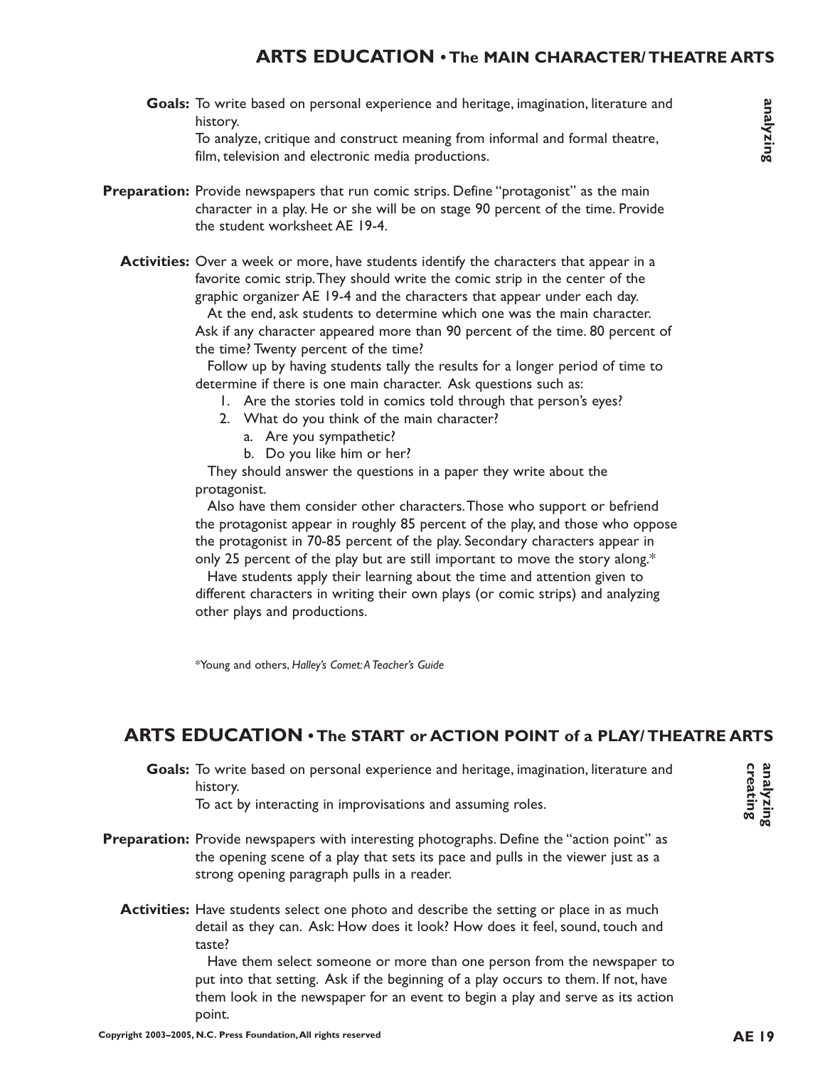## ARTS EDUCATION • The MAIN CHARACTER/ THEATRE ARTS

*analyzing*

**Goals:** To write based on personal experience and heritage, imagination, literature and history.
To analyze, critique and construct meaning from informal and formal theatre, film, television and electronic media productions.

**Preparation:** Provide newspapers that run comic strips. Define "protagonist" as the main character in a play. He or she will be on stage 90 percent of the time. Provide the student worksheet AE 19-4.

**Activities:** Over a week or more, have students identify the characters that appear in a favorite comic strip. They should write the comic strip in the center of the graphic organizer AE 19-4 and the characters that appear under each day.

At the end, ask students to determine which one was the main character. Ask if any character appeared more than 90 percent of the time. 80 percent of the time? Twenty percent of the time?

Follow up by having students tally the results for a longer period of time to determine if there is one main character. Ask questions such as:

1. Are the stories told in comics told through that person's eyes?
2. What do you think of the main character?
   a. Are you sympathetic?
   b. Do you like him or her?

They should answer the questions in a paper they write about the protagonist.

Also have them consider other characters. Those who support or befriend the protagonist appear in roughly 85 percent of the play, and those who oppose the protagonist in 70-85 percent of the play. Secondary characters appear in only 25 percent of the play but are still important to move the story along.*

Have students apply their learning about the time and attention given to different characters in writing their own plays (or comic strips) and analyzing other plays and productions.

*Young and others, *Halley's Comet: A Teacher's Guide*

## ARTS EDUCATION • The START or ACTION POINT of a PLAY/ THEATRE ARTS

*analyzing*
*creating*

**Goals:** To write based on personal experience and heritage, imagination, literature and history.
To act by interacting in improvisations and assuming roles.

**Preparation:** Provide newspapers with interesting photographs. Define the "action point" as the opening scene of a play that sets its pace and pulls in the viewer just as a strong opening paragraph pulls in a reader.

**Activities:** Have students select one photo and describe the setting or place in as much detail as they can. Ask: How does it look? How does it feel, sound, touch and taste?

Have them select someone or more than one person from the newspaper to put into that setting. Ask if the beginning of a play occurs to them. If not, have them look in the newspaper for an event to begin a play and serve as its action point.

Copyright 2003–2005, N.C. Press Foundation, All rights reserved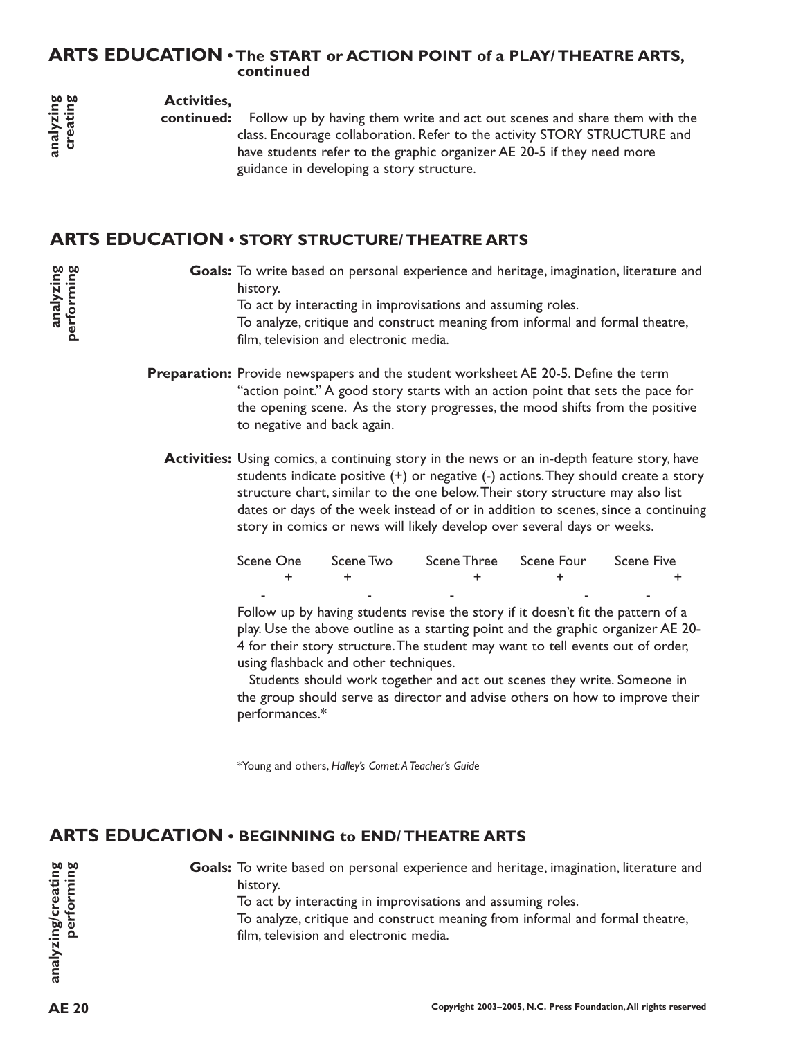## ARTS EDUCATION • The START or ACTION POINT of a PLAY/ THEATRE ARTS, continued

*analyzing creating*

**Activities, continued:** Follow up by having them write and act out scenes and share them with the class. Encourage collaboration. Refer to the activity STORY STRUCTURE and have students refer to the graphic organizer AE 20-5 if they need more guidance in developing a story structure.

## ARTS EDUCATION • STORY STRUCTURE/ THEATRE ARTS

*analyzing performing*

**Goals:** To write based on personal experience and heritage, imagination, literature and history.
To act by interacting in improvisations and assuming roles.
To analyze, critique and construct meaning from informal and formal theatre, film, television and electronic media.

**Preparation:** Provide newspapers and the student worksheet AE 20-5. Define the term "action point." A good story starts with an action point that sets the pace for the opening scene. As the story progresses, the mood shifts from the positive to negative and back again.

**Activities:** Using comics, a continuing story in the news or an in-depth feature story, have students indicate positive (+) or negative (-) actions. They should create a story structure chart, similar to the one below. Their story structure may also list dates or days of the week instead of or in addition to scenes, since a continuing story in comics or news will likely develop over several days or weeks.

```
Scene One     Scene Two     Scene Three     Scene Four     Scene Five
       +         +                  +              +                +
   -                  -          -                         -         -
```

Follow up by having students revise the story if it doesn't fit the pattern of a play. Use the above outline as a starting point and the graphic organizer AE 20-4 for their story structure. The student may want to tell events out of order, using flashback and other techniques.

Students should work together and act out scenes they write. Someone in the group should serve as director and advise others on how to improve their performances.*

*Young and others, *Halley's Comet: A Teacher's Guide*

## ARTS EDUCATION • BEGINNING to END/ THEATRE ARTS

*analyzing/creating performing*

**Goals:** To write based on personal experience and heritage, imagination, literature and history.
To act by interacting in improvisations and assuming roles.
To analyze, critique and construct meaning from informal and formal theatre, film, television and electronic media.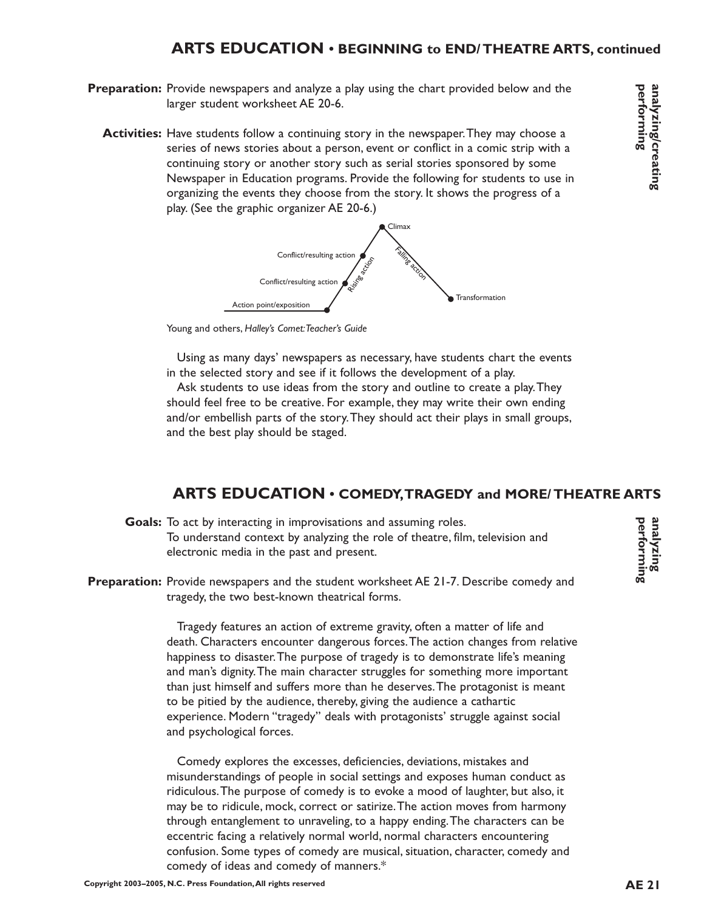## ARTS EDUCATION • BEGINNING to END/ THEATRE ARTS, continued

**analyzing/creating performing**

**Preparation:** Provide newspapers and analyze a play using the chart provided below and the larger student worksheet AE 20-6.

**Activities:** Have students follow a continuing story in the newspaper. They may choose a series of news stories about a person, event or conflict in a comic strip with a continuing story or another story such as serial stories sponsored by some Newspaper in Education programs. Provide the following for students to use in organizing the events they choose from the story. It shows the progress of a play. (See the graphic organizer AE 20-6.)

Action point/exposition → Conflict/resulting action → Conflict/resulting action → (Rising action) → Climax → (Falling action) → Transformation

Young and others, *Halley's Comet: Teacher's Guide*

Using as many days' newspapers as necessary, have students chart the events in the selected story and see if it follows the development of a play.

Ask students to use ideas from the story and outline to create a play. They should feel free to be creative. For example, they may write their own ending and/or embellish parts of the story. They should act their plays in small groups, and the best play should be staged.

## ARTS EDUCATION • COMEDY, TRAGEDY and MORE/ THEATRE ARTS

**analyzing performing**

**Goals:** To act by interacting in improvisations and assuming roles.
To understand context by analyzing the role of theatre, film, television and electronic media in the past and present.

**Preparation:** Provide newspapers and the student worksheet AE 21-7. Describe comedy and tragedy, the two best-known theatrical forms.

Tragedy features an action of extreme gravity, often a matter of life and death. Characters encounter dangerous forces. The action changes from relative happiness to disaster. The purpose of tragedy is to demonstrate life's meaning and man's dignity. The main character struggles for something more important than just himself and suffers more than he deserves. The protagonist is meant to be pitied by the audience, thereby, giving the audience a cathartic experience. Modern "tragedy" deals with protagonists' struggle against social and psychological forces.

Comedy explores the excesses, deficiencies, deviations, mistakes and misunderstandings of people in social settings and exposes human conduct as ridiculous. The purpose of comedy is to evoke a mood of laughter, but also, it may be to ridicule, mock, correct or satirize. The action moves from harmony through entanglement to unraveling, to a happy ending. The characters can be eccentric facing a relatively normal world, normal characters encountering confusion. Some types of comedy are musical, situation, character, comedy and comedy of ideas and comedy of manners.*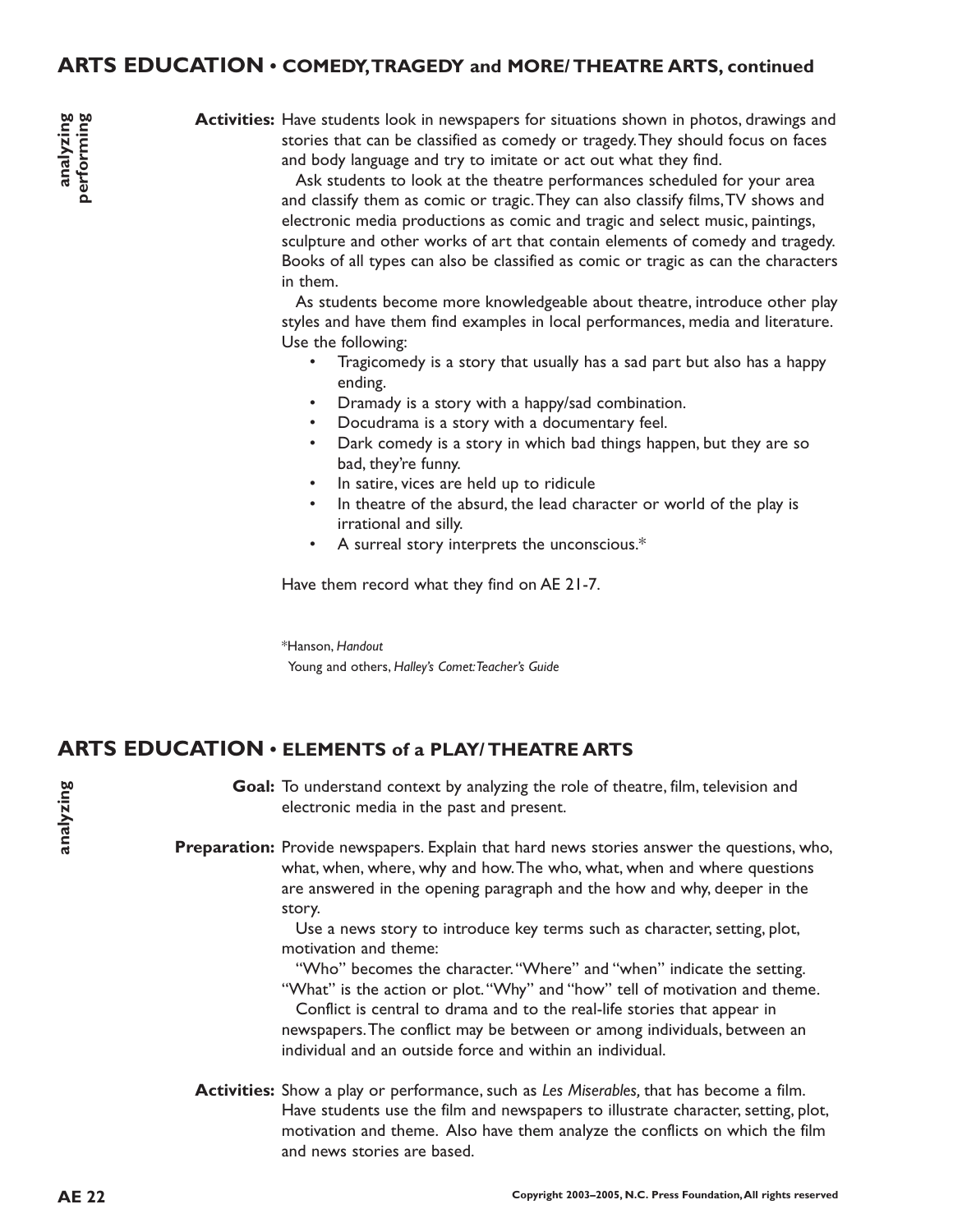## ARTS EDUCATION • COMEDY, TRAGEDY and MORE/ THEATRE ARTS, continued

*analyzing performing*

**Activities:** Have students look in newspapers for situations shown in photos, drawings and stories that can be classified as comedy or tragedy. They should focus on faces and body language and try to imitate or act out what they find.

Ask students to look at the theatre performances scheduled for your area and classify them as comic or tragic. They can also classify films, TV shows and electronic media productions as comic and tragic and select music, paintings, sculpture and other works of art that contain elements of comedy and tragedy. Books of all types can also be classified as comic or tragic as can the characters in them.

As students become more knowledgeable about theatre, introduce other play styles and have them find examples in local performances, media and literature. Use the following:

- Tragicomedy is a story that usually has a sad part but also has a happy ending.
- Dramady is a story with a happy/sad combination.
- Docudrama is a story with a documentary feel.
- Dark comedy is a story in which bad things happen, but they are so bad, they're funny.
- In satire, vices are held up to ridicule
- In theatre of the absurd, the lead character or world of the play is irrational and silly.
- A surreal story interprets the unconscious.*

Have them record what they find on AE 21-7.

*Hanson, *Handout*
Young and others, *Halley's Comet: Teacher's Guide*

## ARTS EDUCATION • ELEMENTS of a PLAY/ THEATRE ARTS

*analyzing*

**Goal:** To understand context by analyzing the role of theatre, film, television and electronic media in the past and present.

**Preparation:** Provide newspapers. Explain that hard news stories answer the questions, who, what, when, where, why and how. The who, what, when and where questions are answered in the opening paragraph and the how and why, deeper in the story.

Use a news story to introduce key terms such as character, setting, plot, motivation and theme:

"Who" becomes the character. "Where" and "when" indicate the setting. "What" is the action or plot. "Why" and "how" tell of motivation and theme.

Conflict is central to drama and to the real-life stories that appear in newspapers. The conflict may be between or among individuals, between an individual and an outside force and within an individual.

**Activities:** Show a play or performance, such as *Les Miserables,* that has become a film. Have students use the film and newspapers to illustrate character, setting, plot, motivation and theme. Also have them analyze the conflicts on which the film and news stories are based.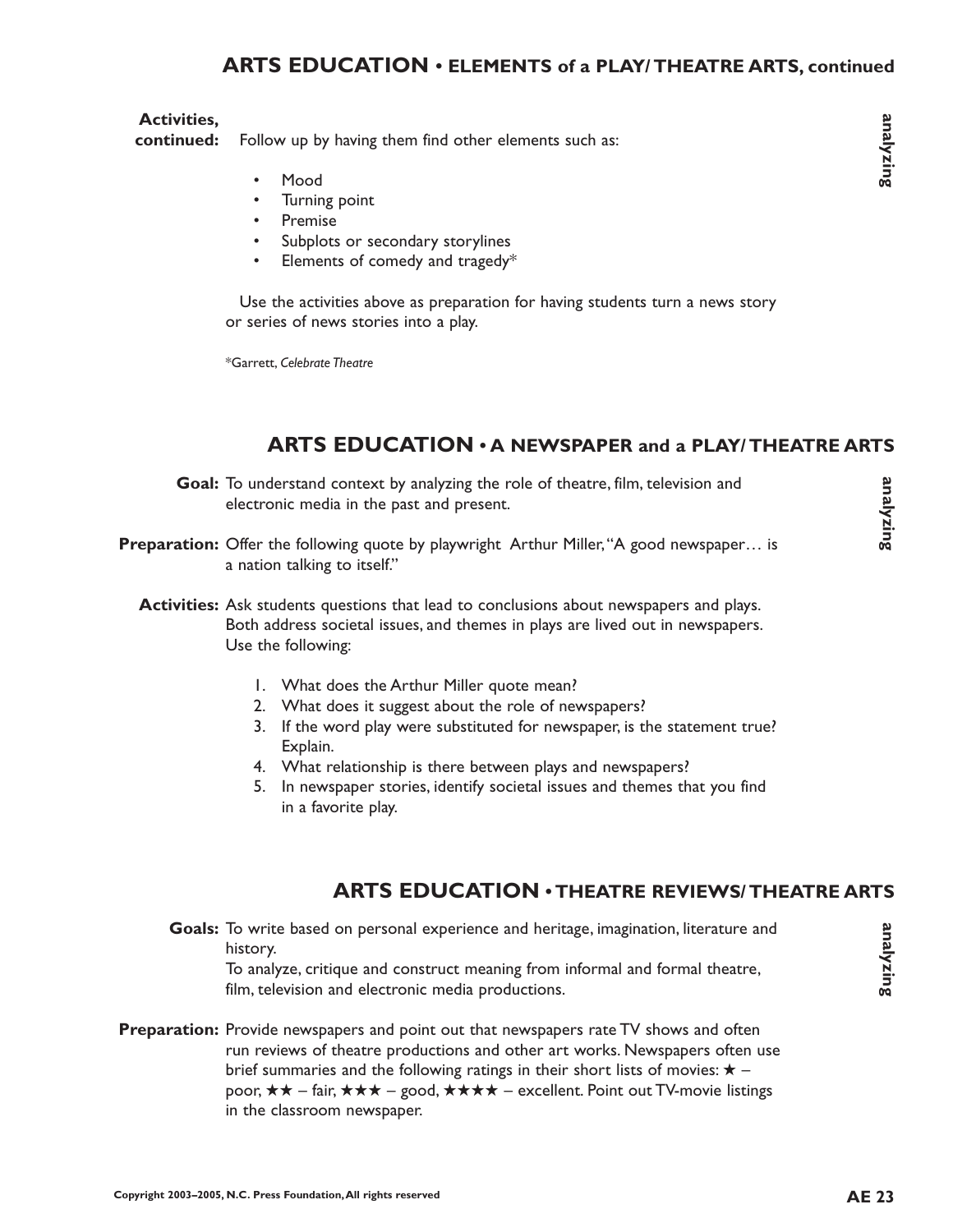## ARTS EDUCATION • ELEMENTS of a PLAY/ THEATRE ARTS, continued

**Activities, continued:** Follow up by having them find other elements such as:

- Mood
- Turning point
- Premise
- Subplots or secondary storylines
- Elements of comedy and tragedy*

Use the activities above as preparation for having students turn a news story or series of news stories into a play.

*Garrett, *Celebrate Theatre*

## ARTS EDUCATION • A NEWSPAPER and a PLAY/ THEATRE ARTS

**Goal:** To understand context by analyzing the role of theatre, film, television and electronic media in the past and present.

**Preparation:** Offer the following quote by playwright Arthur Miller, "A good newspaper… is a nation talking to itself."

**Activities:** Ask students questions that lead to conclusions about newspapers and plays. Both address societal issues, and themes in plays are lived out in newspapers. Use the following:

1. What does the Arthur Miller quote mean?
2. What does it suggest about the role of newspapers?
3. If the word play were substituted for newspaper, is the statement true? Explain.
4. What relationship is there between plays and newspapers?
5. In newspaper stories, identify societal issues and themes that you find in a favorite play.

## ARTS EDUCATION • THEATRE REVIEWS/ THEATRE ARTS

**Goals:** To write based on personal experience and heritage, imagination, literature and history.
To analyze, critique and construct meaning from informal and formal theatre, film, television and electronic media productions.

**Preparation:** Provide newspapers and point out that newspapers rate TV shows and often run reviews of theatre productions and other art works. Newspapers often use brief summaries and the following ratings in their short lists of movies: ★ – poor, ★★ – fair, ★★★ – good, ★★★★ – excellent. Point out TV-movie listings in the classroom newspaper.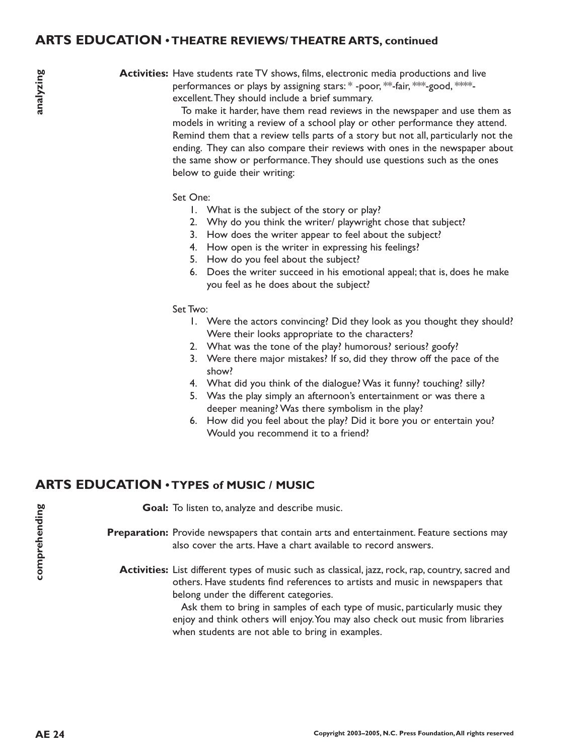## ARTS EDUCATION • THEATRE REVIEWS/ THEATRE ARTS, continued

**analyzing**

**Activities:** Have students rate TV shows, films, electronic media productions and live performances or plays by assigning stars: * -poor, **-fair, ***-good, ****-excellent. They should include a brief summary.

To make it harder, have them read reviews in the newspaper and use them as models in writing a review of a school play or other performance they attend. Remind them that a review tells parts of a story but not all, particularly not the ending. They can also compare their reviews with ones in the newspaper about the same show or performance. They should use questions such as the ones below to guide their writing:

Set One:

1. What is the subject of the story or play?
2. Why do you think the writer/ playwright chose that subject?
3. How does the writer appear to feel about the subject?
4. How open is the writer in expressing his feelings?
5. How do you feel about the subject?
6. Does the writer succeed in his emotional appeal; that is, does he make you feel as he does about the subject?

Set Two:

1. Were the actors convincing? Did they look as you thought they should? Were their looks appropriate to the characters?
2. What was the tone of the play? humorous? serious? goofy?
3. Were there major mistakes? If so, did they throw off the pace of the show?
4. What did you think of the dialogue? Was it funny? touching? silly?
5. Was the play simply an afternoon's entertainment or was there a deeper meaning? Was there symbolism in the play?
6. How did you feel about the play? Did it bore you or entertain you? Would you recommend it to a friend?

## ARTS EDUCATION • TYPES of MUSIC / MUSIC

**comprehending**

**Goal:** To listen to, analyze and describe music.

**Preparation:** Provide newspapers that contain arts and entertainment. Feature sections may also cover the arts. Have a chart available to record answers.

**Activities:** List different types of music such as classical, jazz, rock, rap, country, sacred and others. Have students find references to artists and music in newspapers that belong under the different categories.

Ask them to bring in samples of each type of music, particularly music they enjoy and think others will enjoy. You may also check out music from libraries when students are not able to bring in examples.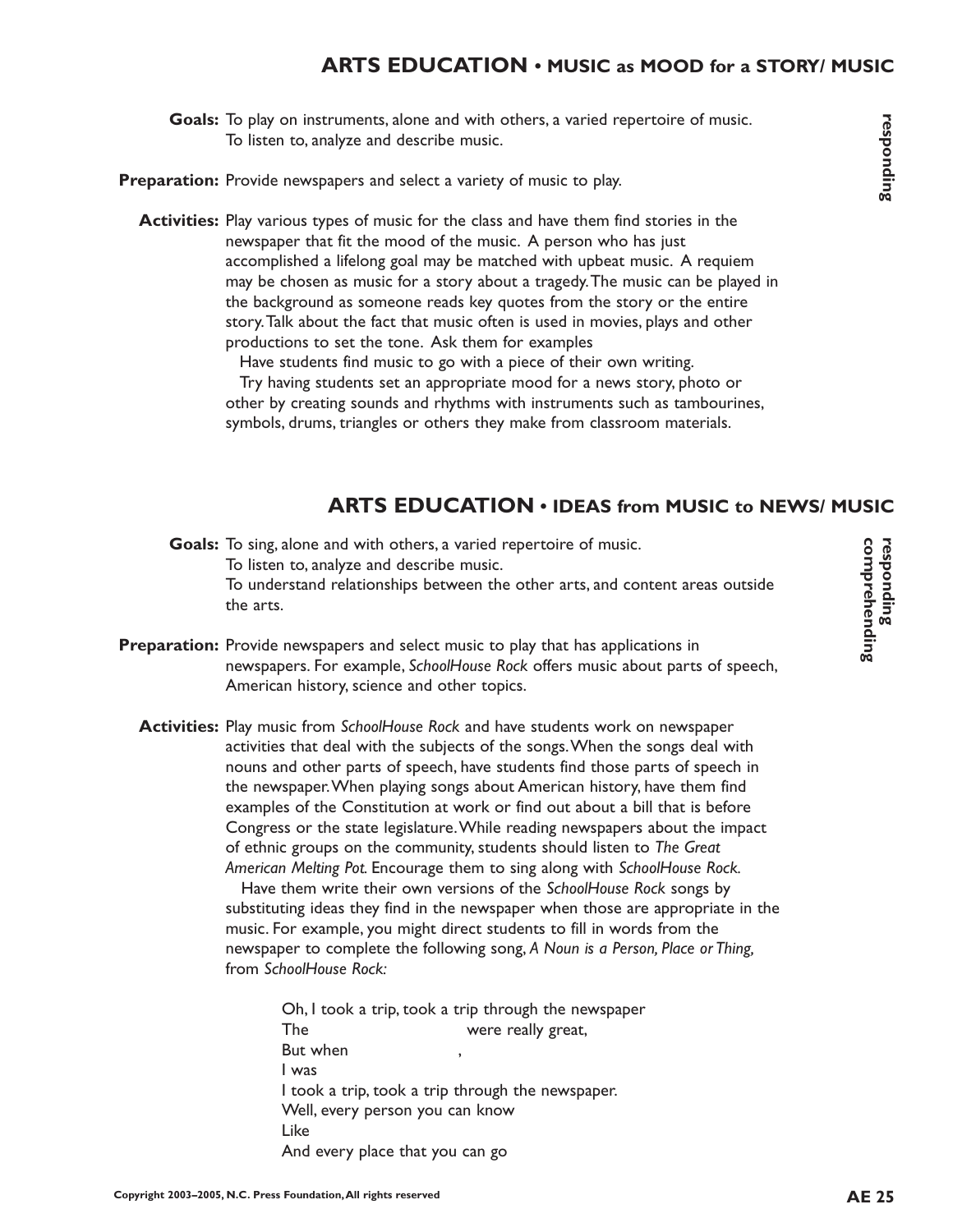## ARTS EDUCATION • MUSIC as MOOD for a STORY/ MUSIC

*responding*

**Goals:** To play on instruments, alone and with others, a varied repertoire of music.
To listen to, analyze and describe music.

**Preparation:** Provide newspapers and select a variety of music to play.

**Activities:** Play various types of music for the class and have them find stories in the newspaper that fit the mood of the music. A person who has just accomplished a lifelong goal may be matched with upbeat music. A requiem may be chosen as music for a story about a tragedy. The music can be played in the background as someone reads key quotes from the story or the entire story. Talk about the fact that music often is used in movies, plays and other productions to set the tone. Ask them for examples

Have students find music to go with a piece of their own writing.

Try having students set an appropriate mood for a news story, photo or other by creating sounds and rhythms with instruments such as tambourines, symbols, drums, triangles or others they make from classroom materials.

## ARTS EDUCATION • IDEAS from MUSIC to NEWS/ MUSIC

*responding comprehending*

**Goals:** To sing, alone and with others, a varied repertoire of music.
To listen to, analyze and describe music.
To understand relationships between the other arts, and content areas outside the arts.

**Preparation:** Provide newspapers and select music to play that has applications in newspapers. For example, *SchoolHouse Rock* offers music about parts of speech, American history, science and other topics.

**Activities:** Play music from *SchoolHouse Rock* and have students work on newspaper activities that deal with the subjects of the songs. When the songs deal with nouns and other parts of speech, have students find those parts of speech in the newspaper. When playing songs about American history, have them find examples of the Constitution at work or find out about a bill that is before Congress or the state legislature. While reading newspapers about the impact of ethnic groups on the community, students should listen to *The Great American Melting Pot.* Encourage them to sing along with *SchoolHouse Rock.*

Have them write their own versions of the *SchoolHouse Rock* songs by substituting ideas they find in the newspaper when those are appropriate in the music. For example, you might direct students to fill in words from the newspaper to complete the following song, *A Noun is a Person, Place or Thing,* from *SchoolHouse Rock:*

> Oh, I took a trip, took a trip through the newspaper
> The ____________ were really great,
> But when ____________ ,
> I was
> I took a trip, took a trip through the newspaper.
> Well, every person you can know
> Like
> And every place that you can go

Copyright 2003–2005, N.C. Press Foundation, All rights reserved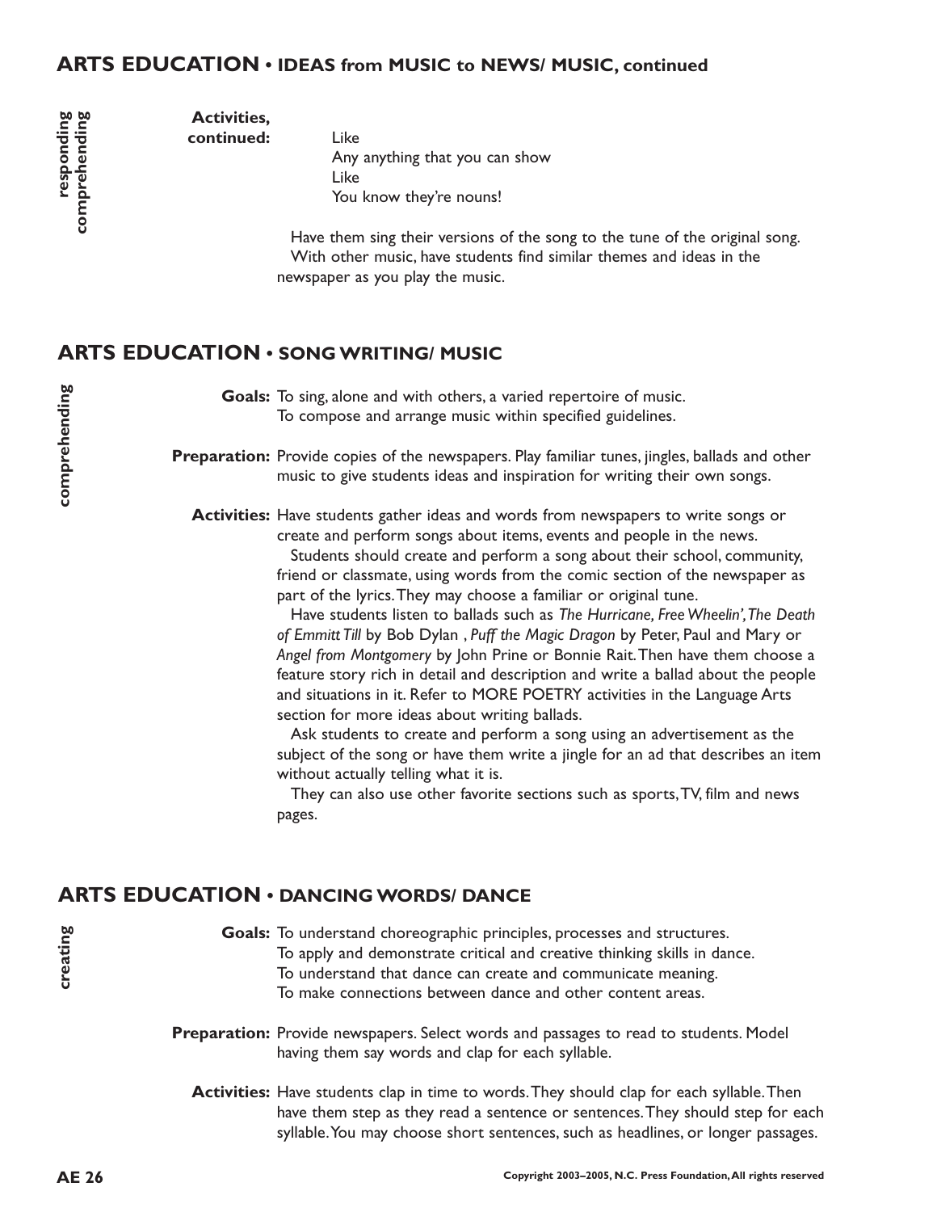## ARTS EDUCATION • IDEAS from MUSIC to NEWS/ MUSIC, continued

responding
comprehending

**Activities, continued:**

Like
Any anything that you can show
Like
You know they're nouns!

Have them sing their versions of the song to the tune of the original song.
With other music, have students find similar themes and ideas in the newspaper as you play the music.

## ARTS EDUCATION • SONG WRITING/ MUSIC

comprehending

**Goals:** To sing, alone and with others, a varied repertoire of music.
To compose and arrange music within specified guidelines.

**Preparation:** Provide copies of the newspapers. Play familiar tunes, jingles, ballads and other music to give students ideas and inspiration for writing their own songs.

**Activities:** Have students gather ideas and words from newspapers to write songs or create and perform songs about items, events and people in the news.

Students should create and perform a song about their school, community, friend or classmate, using words from the comic section of the newspaper as part of the lyrics. They may choose a familiar or original tune.

Have students listen to ballads such as *The Hurricane, Free Wheelin', The Death of Emmitt Till* by Bob Dylan , *Puff the Magic Dragon* by Peter, Paul and Mary or *Angel from Montgomery* by John Prine or Bonnie Rait. Then have them choose a feature story rich in detail and description and write a ballad about the people and situations in it. Refer to MORE POETRY activities in the Language Arts section for more ideas about writing ballads.

Ask students to create and perform a song using an advertisement as the subject of the song or have them write a jingle for an ad that describes an item without actually telling what it is.

They can also use other favorite sections such as sports, TV, film and news pages.

## ARTS EDUCATION • DANCING WORDS/ DANCE

creating

**Goals:** To understand choreographic principles, processes and structures.
To apply and demonstrate critical and creative thinking skills in dance.
To understand that dance can create and communicate meaning.
To make connections between dance and other content areas.

**Preparation:** Provide newspapers. Select words and passages to read to students. Model having them say words and clap for each syllable.

**Activities:** Have students clap in time to words. They should clap for each syllable. Then have them step as they read a sentence or sentences. They should step for each syllable. You may choose short sentences, such as headlines, or longer passages.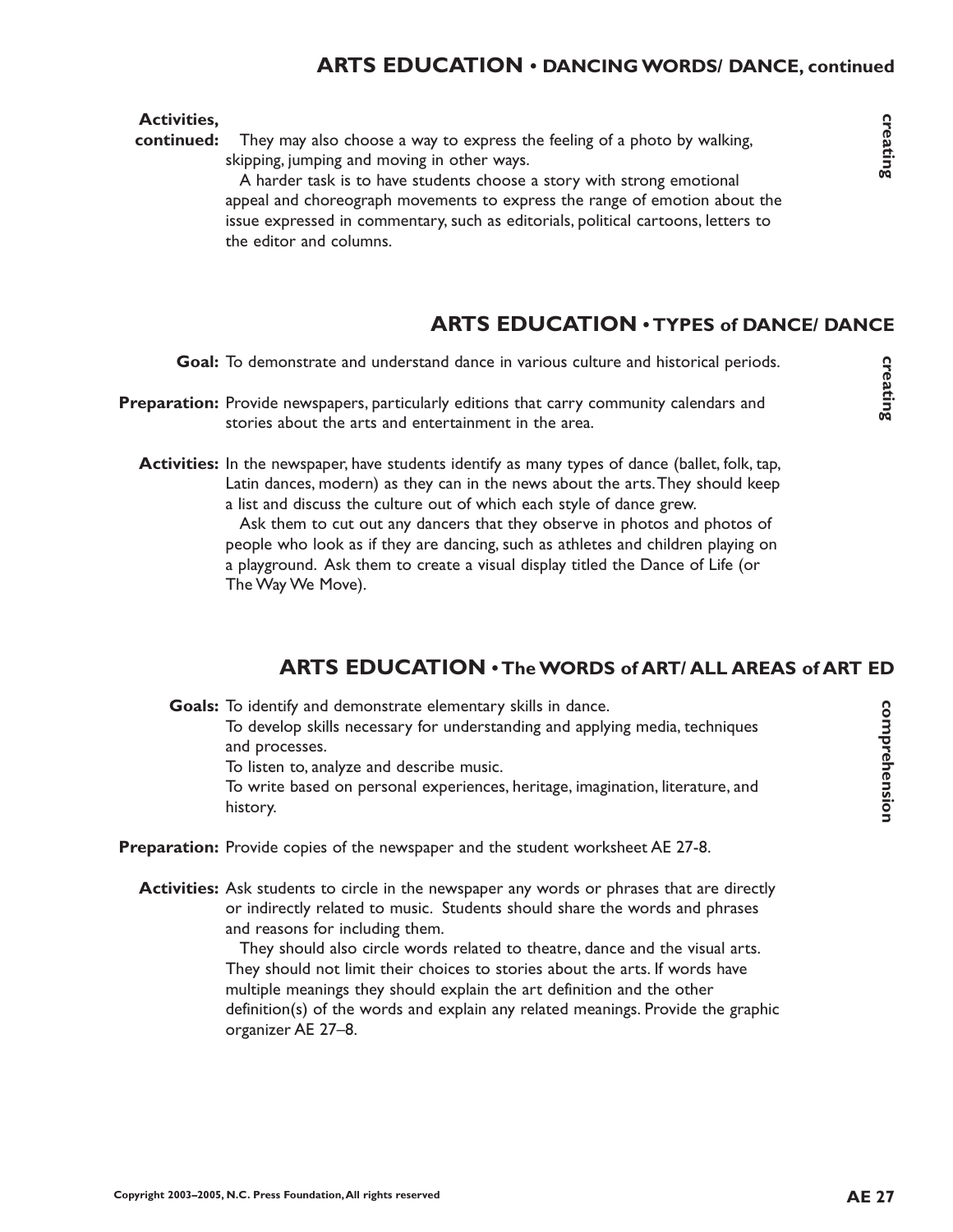## ARTS EDUCATION • DANCING WORDS/ DANCE, continued

*creating*

**Activities, continued:** They may also choose a way to express the feeling of a photo by walking, skipping, jumping and moving in other ways.

A harder task is to have students choose a story with strong emotional appeal and choreograph movements to express the range of emotion about the issue expressed in commentary, such as editorials, political cartoons, letters to the editor and columns.

## ARTS EDUCATION • TYPES of DANCE/ DANCE

*creating*

**Goal:** To demonstrate and understand dance in various culture and historical periods.

**Preparation:** Provide newspapers, particularly editions that carry community calendars and stories about the arts and entertainment in the area.

**Activities:** In the newspaper, have students identify as many types of dance (ballet, folk, tap, Latin dances, modern) as they can in the news about the arts. They should keep a list and discuss the culture out of which each style of dance grew.

Ask them to cut out any dancers that they observe in photos and photos of people who look as if they are dancing, such as athletes and children playing on a playground. Ask them to create a visual display titled the Dance of Life (or The Way We Move).

## ARTS EDUCATION • The WORDS of ART/ ALL AREAS of ART ED

*comprehension*

**Goals:** To identify and demonstrate elementary skills in dance.
To develop skills necessary for understanding and applying media, techniques and processes.
To listen to, analyze and describe music.
To write based on personal experiences, heritage, imagination, literature, and history.

**Preparation:** Provide copies of the newspaper and the student worksheet AE 27-8.

**Activities:** Ask students to circle in the newspaper any words or phrases that are directly or indirectly related to music. Students should share the words and phrases and reasons for including them.

They should also circle words related to theatre, dance and the visual arts. They should not limit their choices to stories about the arts. If words have multiple meanings they should explain the art definition and the other definition(s) of the words and explain any related meanings. Provide the graphic organizer AE 27–8.

Copyright 2003–2005, N.C. Press Foundation, All rights reserved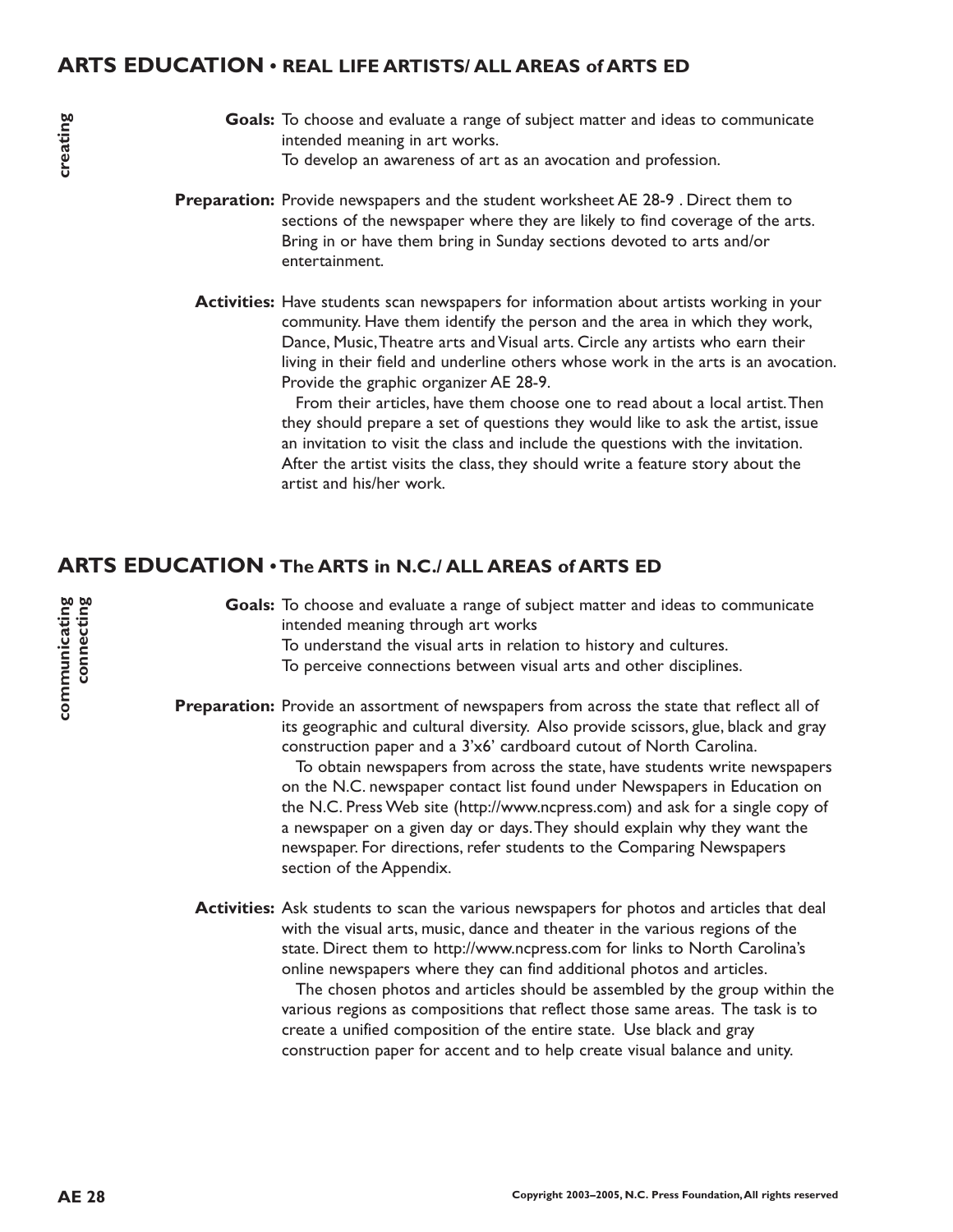## ARTS EDUCATION • REAL LIFE ARTISTS/ ALL AREAS of ARTS ED

**creating**

**Goals:** To choose and evaluate a range of subject matter and ideas to communicate intended meaning in art works.
To develop an awareness of art as an avocation and profession.

**Preparation:** Provide newspapers and the student worksheet AE 28-9 . Direct them to sections of the newspaper where they are likely to find coverage of the arts. Bring in or have them bring in Sunday sections devoted to arts and/or entertainment.

**Activities:** Have students scan newspapers for information about artists working in your community. Have them identify the person and the area in which they work, Dance, Music, Theatre arts and Visual arts. Circle any artists who earn their living in their field and underline others whose work in the arts is an avocation. Provide the graphic organizer AE 28-9.

From their articles, have them choose one to read about a local artist. Then they should prepare a set of questions they would like to ask the artist, issue an invitation to visit the class and include the questions with the invitation. After the artist visits the class, they should write a feature story about the artist and his/her work.

## ARTS EDUCATION • The ARTS in N.C./ ALL AREAS of ARTS ED

**communicating connecting**

**Goals:** To choose and evaluate a range of subject matter and ideas to communicate intended meaning through art works
To understand the visual arts in relation to history and cultures.
To perceive connections between visual arts and other disciplines.

**Preparation:** Provide an assortment of newspapers from across the state that reflect all of its geographic and cultural diversity. Also provide scissors, glue, black and gray construction paper and a 3'x6' cardboard cutout of North Carolina.

To obtain newspapers from across the state, have students write newspapers on the N.C. newspaper contact list found under Newspapers in Education on the N.C. Press Web site (http://www.ncpress.com) and ask for a single copy of a newspaper on a given day or days. They should explain why they want the newspaper. For directions, refer students to the Comparing Newspapers section of the Appendix.

**Activities:** Ask students to scan the various newspapers for photos and articles that deal with the visual arts, music, dance and theater in the various regions of the state. Direct them to http://www.ncpress.com for links to North Carolina's online newspapers where they can find additional photos and articles.

The chosen photos and articles should be assembled by the group within the various regions as compositions that reflect those same areas. The task is to create a unified composition of the entire state. Use black and gray construction paper for accent and to help create visual balance and unity.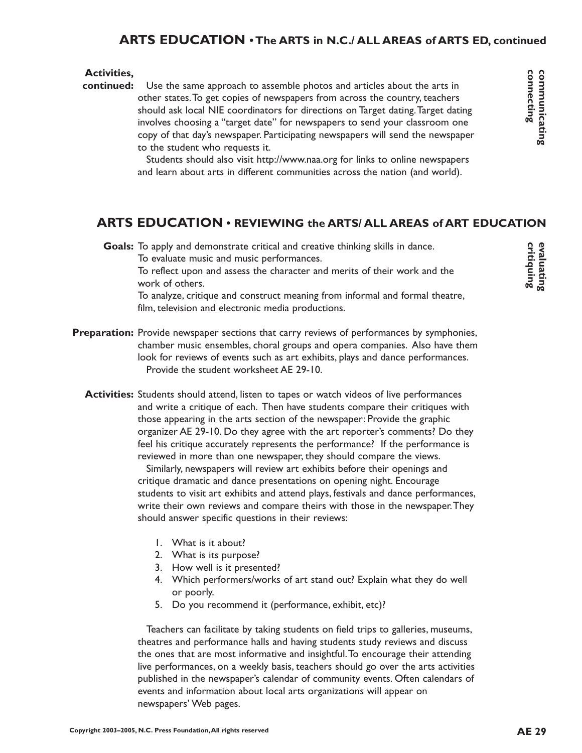## ARTS EDUCATION • The ARTS in N.C./ ALL AREAS of ARTS ED, continued

communicating
connecting

**Activities, continued:** Use the same approach to assemble photos and articles about the arts in other states. To get copies of newspapers from across the country, teachers should ask local NIE coordinators for directions on Target dating. Target dating involves choosing a "target date" for newspapers to send your classroom one copy of that day's newspaper. Participating newspapers will send the newspaper to the student who requests it.

Students should also visit http://www.naa.org for links to online newspapers and learn about arts in different communities across the nation (and world).

## ARTS EDUCATION • REVIEWING the ARTS/ ALL AREAS of ART EDUCATION

evaluating
critiquing

**Goals:** To apply and demonstrate critical and creative thinking skills in dance.
To evaluate music and music performances.
To reflect upon and assess the character and merits of their work and the work of others.
To analyze, critique and construct meaning from informal and formal theatre, film, television and electronic media productions.

**Preparation:** Provide newspaper sections that carry reviews of performances by symphonies, chamber music ensembles, choral groups and opera companies. Also have them look for reviews of events such as art exhibits, plays and dance performances.

Provide the student worksheet AE 29-10.

**Activities:** Students should attend, listen to tapes or watch videos of live performances and write a critique of each. Then have students compare their critiques with those appearing in the arts section of the newspaper: Provide the graphic organizer AE 29-10. Do they agree with the art reporter's comments? Do they feel his critique accurately represents the performance? If the performance is reviewed in more than one newspaper, they should compare the views.

Similarly, newspapers will review art exhibits before their openings and critique dramatic and dance presentations on opening night. Encourage students to visit art exhibits and attend plays, festivals and dance performances, write their own reviews and compare theirs with those in the newspaper. They should answer specific questions in their reviews:

1. What is it about?
2. What is its purpose?
3. How well is it presented?
4. Which performers/works of art stand out? Explain what they do well or poorly.
5. Do you recommend it (performance, exhibit, etc)?

Teachers can facilitate by taking students on field trips to galleries, museums, theatres and performance halls and having students study reviews and discuss the ones that are most informative and insightful. To encourage their attending live performances, on a weekly basis, teachers should go over the arts activities published in the newspaper's calendar of community events. Often calendars of events and information about local arts organizations will appear on newspapers' Web pages.

Copyright 2003–2005, N.C. Press Foundation, All rights reserved